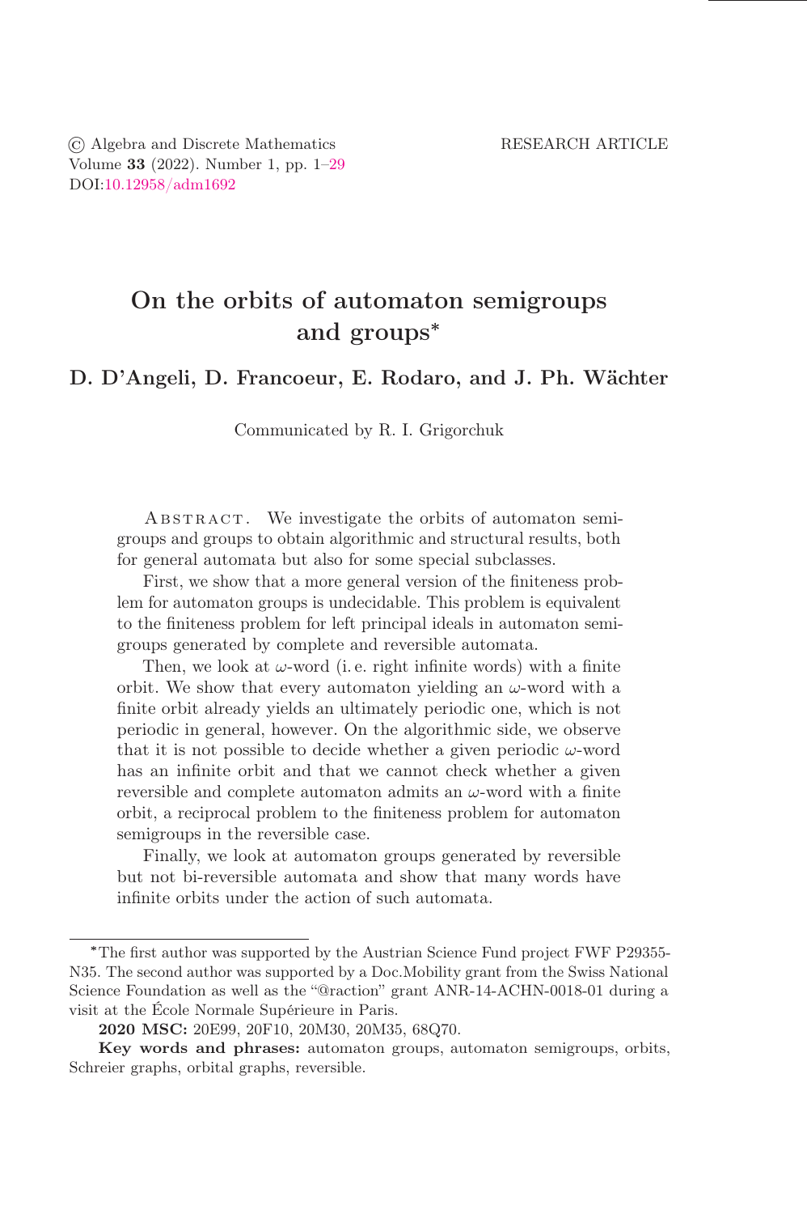© Algebra and Discrete Mathematics
Volume **33** (2022). Number 1, pp. 1–29
DOI:10.12958/adm1692

RESEARCH ARTICLE

# On the orbits of automaton semigroups and groups*

## D. D'Angeli, D. Francoeur, E. Rodaro, and J. Ph. Wächter

Communicated by R. I. Grigorchuk

Abstract. We investigate the orbits of automaton semigroups and groups to obtain algorithmic and structural results, both for general automata but also for some special subclasses.

First, we show that a more general version of the finiteness problem for automaton groups is undecidable. This problem is equivalent to the finiteness problem for left principal ideals in automaton semigroups generated by complete and reversible automata.

Then, we look at $\omega$-word (i. e. right infinite words) with a finite orbit. We show that every automaton yielding an $\omega$-word with a finite orbit already yields an ultimately periodic one, which is not periodic in general, however. On the algorithmic side, we observe that it is not possible to decide whether a given periodic $\omega$-word has an infinite orbit and that we cannot check whether a given reversible and complete automaton admits an $\omega$-word with a finite orbit, a reciprocal problem to the finiteness problem for automaton semigroups in the reversible case.

Finally, we look at automaton groups generated by reversible but not bi-reversible automata and show that many words have infinite orbits under the action of such automata.

---

*The first author was supported by the Austrian Science Fund project FWF P29355-N35. The second author was supported by a Doc.Mobility grant from the Swiss National Science Foundation as well as the "@raction" grant ANR-14-ACHN-0018-01 during a visit at the École Normale Supérieure in Paris.

**2020 MSC:** 20E99, 20F10, 20M30, 20M35, 68Q70.

**Key words and phrases:** automaton groups, automaton semigroups, orbits, Schreier graphs, orbital graphs, reversible.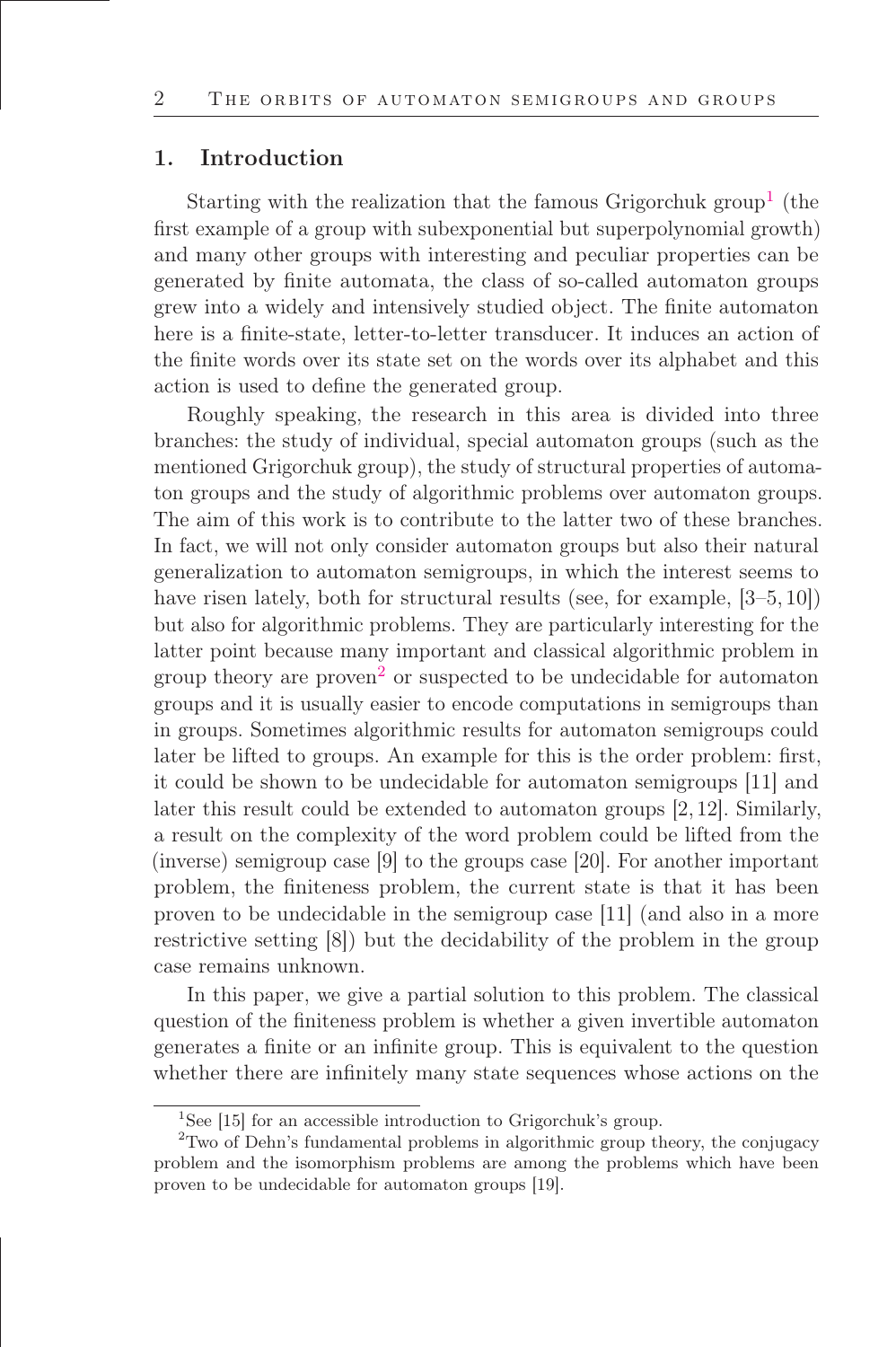## 1. Introduction

Starting with the realization that the famous Grigorchuk group[1] (the first example of a group with subexponential but superpolynomial growth) and many other groups with interesting and peculiar properties can be generated by finite automata, the class of so-called automaton groups grew into a widely and intensively studied object. The finite automaton here is a finite-state, letter-to-letter transducer. It induces an action of the finite words over its state set on the words over its alphabet and this action is used to define the generated group.

Roughly speaking, the research in this area is divided into three branches: the study of individual, special automaton groups (such as the mentioned Grigorchuk group), the study of structural properties of automaton groups and the study of algorithmic problems over automaton groups. The aim of this work is to contribute to the latter two of these branches. In fact, we will not only consider automaton groups but also their natural generalization to automaton semigroups, in which the interest seems to have risen lately, both for structural results (see, for example, [3–5, 10]) but also for algorithmic problems. They are particularly interesting for the latter point because many important and classical algorithmic problem in group theory are proven[2] or suspected to be undecidable for automaton groups and it is usually easier to encode computations in semigroups than in groups. Sometimes algorithmic results for automaton semigroups could later be lifted to groups. An example for this is the order problem: first, it could be shown to be undecidable for automaton semigroups [11] and later this result could be extended to automaton groups [2, 12]. Similarly, a result on the complexity of the word problem could be lifted from the (inverse) semigroup case [9] to the groups case [20]. For another important problem, the finiteness problem, the current state is that it has been proven to be undecidable in the semigroup case [11] (and also in a more restrictive setting [8]) but the decidability of the problem in the group case remains unknown.

In this paper, we give a partial solution to this problem. The classical question of the finiteness problem is whether a given invertible automaton generates a finite or an infinite group. This is equivalent to the question whether there are infinitely many state sequences whose actions on the

[1] See [15] for an accessible introduction to Grigorchuk's group.

[2] Two of Dehn's fundamental problems in algorithmic group theory, the conjugacy problem and the isomorphism problems are among the problems which have been proven to be undecidable for automaton groups [19].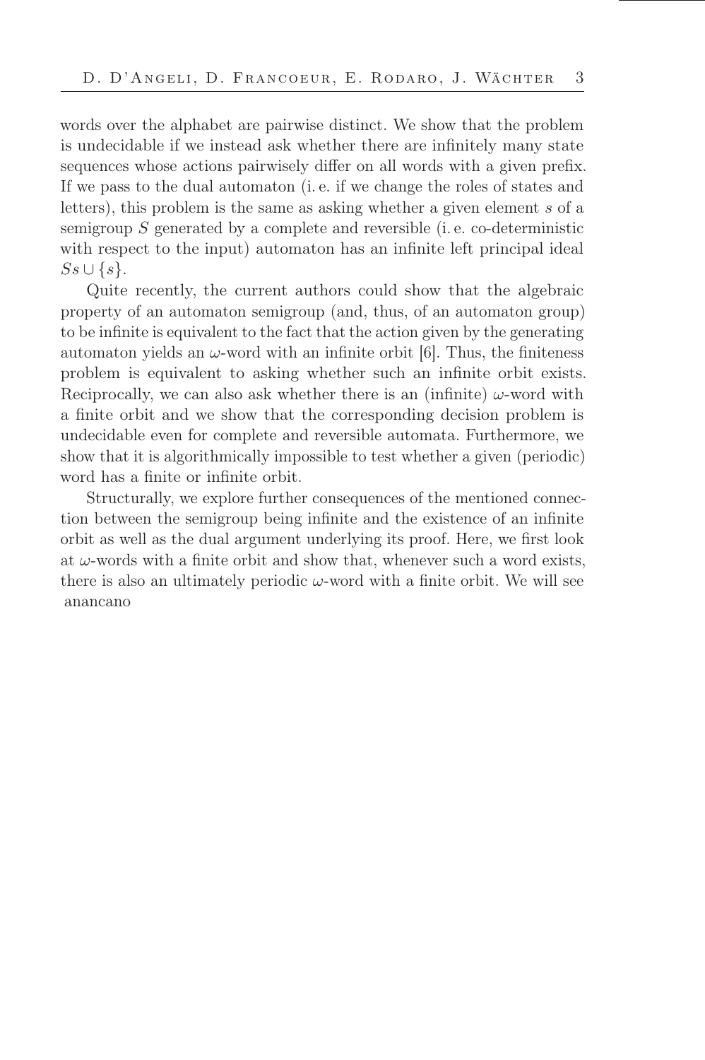words over the alphabet are pairwise distinct. We show that the problem is undecidable if we instead ask whether there are infinitely many state sequences whose actions pairwisely differ on all words with a given prefix. If we pass to the dual automaton (i. e. if we change the roles of states and letters), this problem is the same as asking whether a given element $s$ of a semigroup $S$ generated by a complete and reversible (i. e. co-deterministic with respect to the input) automaton has an infinite left principal ideal $Ss \cup \{s\}$.

Quite recently, the current authors could show that the algebraic property of an automaton semigroup (and, thus, of an automaton group) to be infinite is equivalent to the fact that the action given by the generating automaton yields an $\omega$-word with an infinite orbit [6]. Thus, the finiteness problem is equivalent to asking whether such an infinite orbit exists. Reciprocally, we can also ask whether there is an (infinite) $\omega$-word with a finite orbit and we show that the corresponding decision problem is undecidable even for complete and reversible automata. Furthermore, we show that it is algorithmically impossible to test whether a given (periodic) word has a finite or infinite orbit.

Structurally, we explore further consequences of the mentioned connection between the semigroup being infinite and the existence of an infinite orbit as well as the dual argument underlying its proof. Here, we first look at $\omega$-words with a finite orbit and show that, whenever such a word exists, there is also an ultimately periodic $\omega$-word with a finite orbit. We will see anancano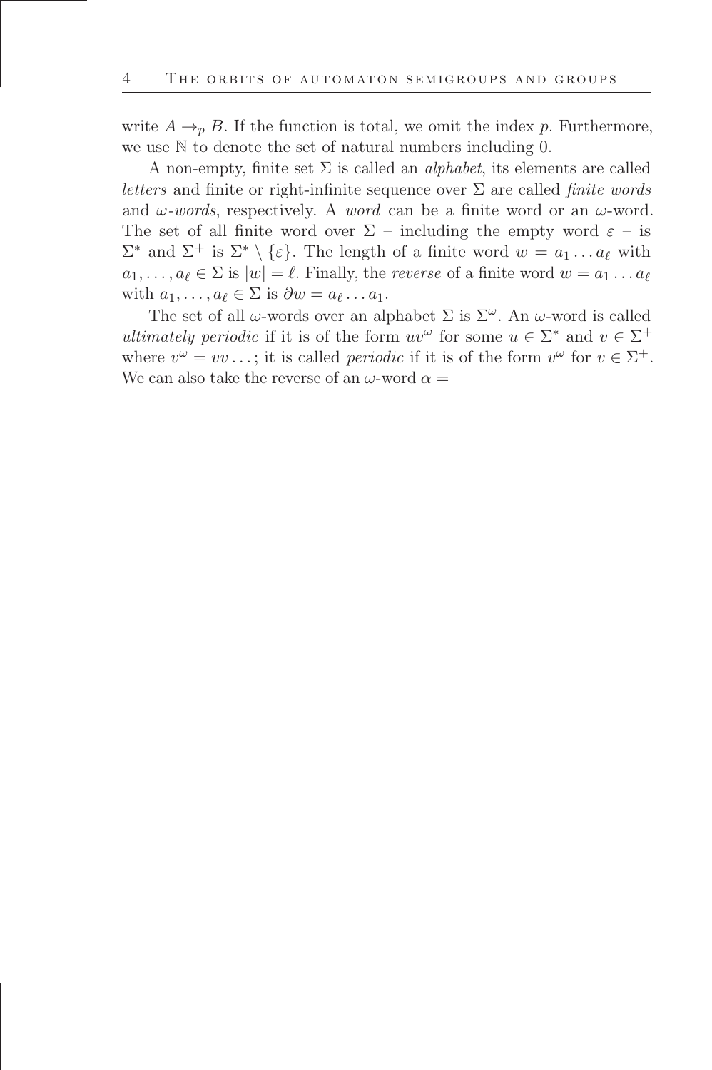write $A \to_p B$. If the function is total, we omit the index $p$. Furthermore, we use $\mathbb{N}$ to denote the set of natural numbers including 0.

A non-empty, finite set $\Sigma$ is called an *alphabet*, its elements are called *letters* and finite or right-infinite sequence over $\Sigma$ are called *finite words* and *$\omega$-words*, respectively. A *word* can be a finite word or an $\omega$-word. The set of all finite word over $\Sigma$ – including the empty word $\varepsilon$ – is $\Sigma^*$ and $\Sigma^+$ is $\Sigma^* \setminus \{\varepsilon\}$. The length of a finite word $w = a_1 \dots a_\ell$ with $a_1, \dots, a_\ell \in \Sigma$ is $|w| = \ell$. Finally, the *reverse* of a finite word $w = a_1 \dots a_\ell$ with $a_1, \dots, a_\ell \in \Sigma$ is $\partial w = a_\ell \dots a_1$.

The set of all $\omega$-words over an alphabet $\Sigma$ is $\Sigma^\omega$. An $\omega$-word is called *ultimately periodic* if it is of the form $uv^\omega$ for some $u \in \Sigma^*$ and $v \in \Sigma^+$ where $v^\omega = vv \dots$; it is called *periodic* if it is of the form $v^\omega$ for $v \in \Sigma^+$. We can also take the reverse of an $\omega$-word $\alpha =$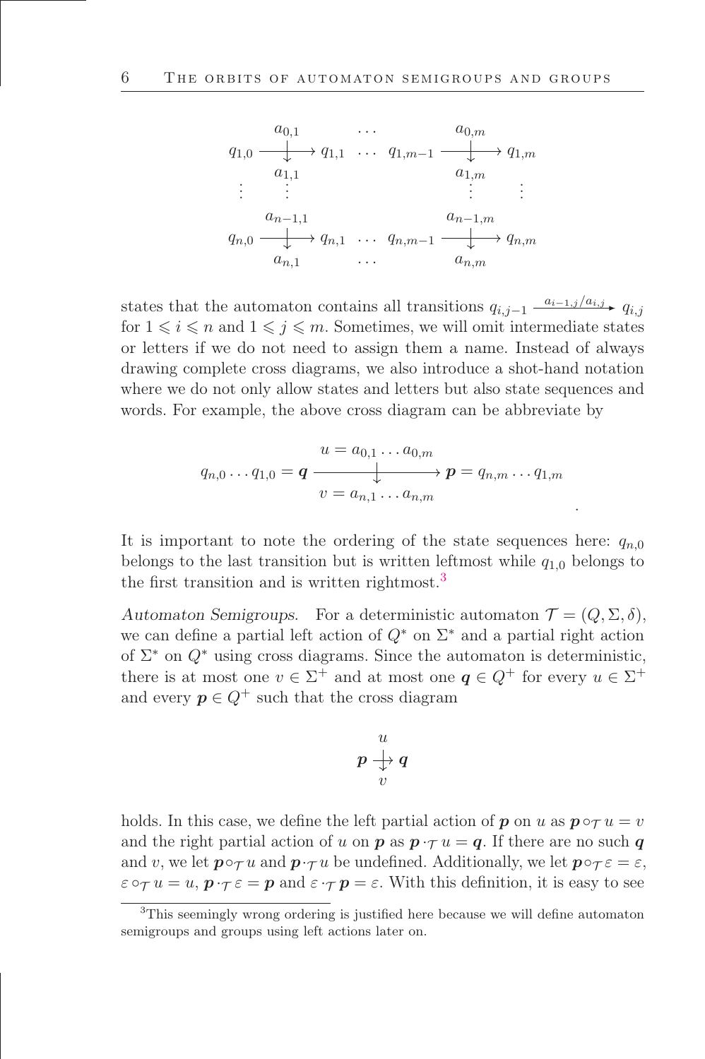$$
\begin{array}{ccccccc}
 & a_{0,1} & & \cdots & & a_{0,m} & \\
q_{1,0} & \xrightarrow{\quad\downarrow\quad} & q_{1,1} & \cdots & q_{1,m-1} & \xrightarrow{\quad\downarrow\quad} & q_{1,m} \\
 & a_{1,1} & & & & a_{1,m} & \\
\vdots & \vdots & & & & \vdots & \vdots \\
 & a_{n-1,1} & & & & a_{n-1,m} & \\
q_{n,0} & \xrightarrow{\quad\downarrow\quad} & q_{n,1} & \cdots & q_{n,m-1} & \xrightarrow{\quad\downarrow\quad} & q_{n,m} \\
 & a_{n,1} & & \cdots & & a_{n,m} &
\end{array}
$$

states that the automaton contains all transitions $q_{i,j-1} \xrightarrow{a_{i-1,j}/a_{i,j}} q_{i,j}$ for $1 \leqslant i \leqslant n$ and $1 \leqslant j \leqslant m$. Sometimes, we will omit intermediate states or letters if we do not need to assign them a name. Instead of always drawing complete cross diagrams, we also introduce a shot-hand notation where we do not only allow states and letters but also state sequences and words. For example, the above cross diagram can be abbreviate by

$$
q_{n,0} \dots q_{1,0} = \boldsymbol{q} \xrightarrow[v = a_{n,1} \dots a_{n,m}]{u = a_{0,1} \dots a_{0,m}} \boldsymbol{p} = q_{n,m} \dots q_{1,m}
$$

.

It is important to note the ordering of the state sequences here: $q_{n,0}$ belongs to the last transition but is written leftmost while $q_{1,0}$ belongs to the first transition and is written rightmost.[3]

*Automaton Semigroups.* For a deterministic automaton $\mathcal{T} = (Q, \Sigma, \delta)$, we can define a partial left action of $Q^*$ on $\Sigma^*$ and a partial right action of $\Sigma^*$ on $Q^*$ using cross diagrams. Since the automaton is deterministic, there is at most one $v \in \Sigma^+$ and at most one $\boldsymbol{q} \in Q^+$ for every $u \in \Sigma^+$ and every $\boldsymbol{p} \in Q^+$ such that the cross diagram

$$
\begin{array}{ccc}
 & u & \\
\boldsymbol{p} & \xrightarrow{\downarrow} & \boldsymbol{q} \\
 & v &
\end{array}
$$

holds. In this case, we define the left partial action of $\boldsymbol{p}$ on $u$ as $\boldsymbol{p} \circ_{\mathcal{T}} u = v$ and the right partial action of $u$ on $\boldsymbol{p}$ as $\boldsymbol{p} \cdot_{\mathcal{T}} u = \boldsymbol{q}$. If there are no such $\boldsymbol{q}$ and $v$, we let $\boldsymbol{p} \circ_{\mathcal{T}} u$ and $\boldsymbol{p} \cdot_{\mathcal{T}} u$ be undefined. Additionally, we let $\boldsymbol{p} \circ_{\mathcal{T}} \varepsilon = \varepsilon$, $\varepsilon \circ_{\mathcal{T}} u = u$, $\boldsymbol{p} \cdot_{\mathcal{T}} \varepsilon = \boldsymbol{p}$ and $\varepsilon \cdot_{\mathcal{T}} \boldsymbol{p} = \varepsilon$. With this definition, it is easy to see

[3] This seemingly wrong ordering is justified here because we will define automaton semigroups and groups using left actions later on.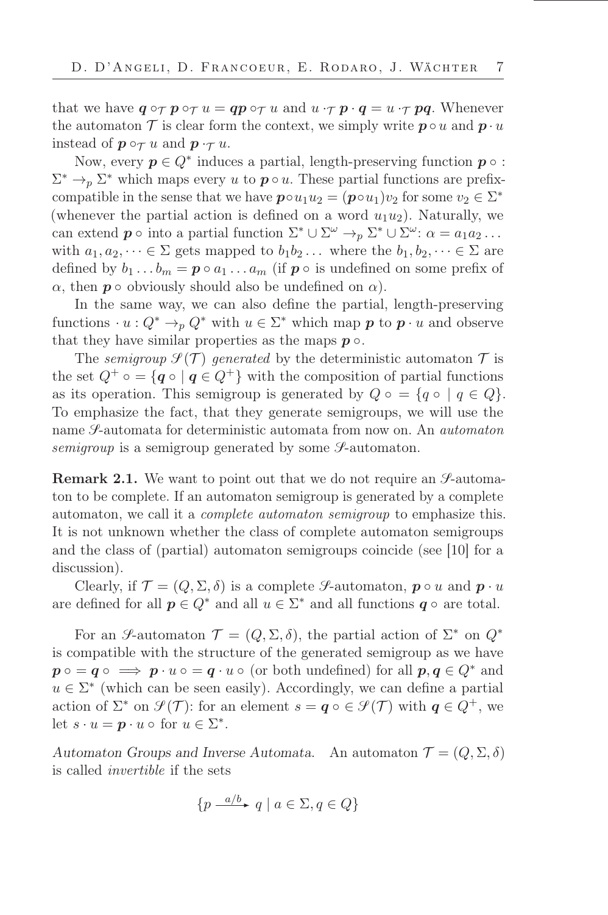that we have $\boldsymbol{q} \circ_{\mathcal{T}} \boldsymbol{p} \circ_{\mathcal{T}} u = \boldsymbol{qp} \circ_{\mathcal{T}} u$ and $u \cdot_{\mathcal{T}} \boldsymbol{p} \cdot \boldsymbol{q} = u \cdot_{\mathcal{T}} \boldsymbol{pq}$. Whenever the automaton $\mathcal{T}$ is clear form the context, we simply write $\boldsymbol{p} \circ u$ and $\boldsymbol{p} \cdot u$ instead of $\boldsymbol{p} \circ_{\mathcal{T}} u$ and $\boldsymbol{p} \cdot_{\mathcal{T}} u$.

Now, every $\boldsymbol{p} \in Q^*$ induces a partial, length-preserving function $\boldsymbol{p} \circ : \Sigma^* \to_p \Sigma^*$ which maps every $u$ to $\boldsymbol{p} \circ u$. These partial functions are prefix-compatible in the sense that we have $\boldsymbol{p} \circ u_1 u_2 = (\boldsymbol{p} \circ u_1) v_2$ for some $v_2 \in \Sigma^*$ (whenever the partial action is defined on a word $u_1 u_2$). Naturally, we can extend $\boldsymbol{p} \circ$ into a partial function $\Sigma^* \cup \Sigma^\omega \to_p \Sigma^* \cup \Sigma^\omega$: $\alpha = a_1 a_2 \dots$ with $a_1, a_2, \dots \in \Sigma$ gets mapped to $b_1 b_2 \dots$ where the $b_1, b_2, \dots \in \Sigma$ are defined by $b_1 \dots b_m = \boldsymbol{p} \circ a_1 \dots a_m$ (if $\boldsymbol{p} \circ$ is undefined on some prefix of $\alpha$, then $\boldsymbol{p} \circ$ obviously should also be undefined on $\alpha$).

In the same way, we can also define the partial, length-preserving functions $\cdot\, u : Q^* \to_p Q^*$ with $u \in \Sigma^*$ which map $\boldsymbol{p}$ to $\boldsymbol{p} \cdot u$ and observe that they have similar properties as the maps $\boldsymbol{p} \circ$.

The *semigroup $\mathscr{S}(\mathcal{T})$ generated* by the deterministic automaton $\mathcal{T}$ is the set $Q^+ \circ = \{\boldsymbol{q} \circ \mid \boldsymbol{q} \in Q^+\}$ with the composition of partial functions as its operation. This semigroup is generated by $Q \circ = \{q \circ \mid q \in Q\}$. To emphasize the fact, that they generate semigroups, we will use the name $\mathscr{S}$-automata for deterministic automata from now on. An *automaton semigroup* is a semigroup generated by some $\mathscr{S}$-automaton.

**Remark 2.1.** We want to point out that we do not require an $\mathscr{S}$-automaton to be complete. If an automaton semigroup is generated by a complete automaton, we call it a *complete automaton semigroup* to emphasize this. It is not unknown whether the class of complete automaton semigroups and the class of (partial) automaton semigroups coincide (see [10] for a discussion).

Clearly, if $\mathcal{T} = (Q, \Sigma, \delta)$ is a complete $\mathscr{S}$-automaton, $\boldsymbol{p} \circ u$ and $\boldsymbol{p} \cdot u$ are defined for all $\boldsymbol{p} \in Q^*$ and all $u \in \Sigma^*$ and all functions $\boldsymbol{q} \circ$ are total.

For an $\mathscr{S}$-automaton $\mathcal{T} = (Q, \Sigma, \delta)$, the partial action of $\Sigma^*$ on $Q^*$ is compatible with the structure of the generated semigroup as we have $\boldsymbol{p} \circ = \boldsymbol{q} \circ \implies \boldsymbol{p} \cdot u \circ = \boldsymbol{q} \cdot u \circ$ (or both undefined) for all $\boldsymbol{p}, \boldsymbol{q} \in Q^*$ and $u \in \Sigma^*$ (which can be seen easily). Accordingly, we can define a partial action of $\Sigma^*$ on $\mathscr{S}(\mathcal{T})$: for an element $s = \boldsymbol{q} \circ \in \mathscr{S}(\mathcal{T})$ with $\boldsymbol{q} \in Q^+$, we let $s \cdot u = \boldsymbol{p} \cdot u \circ$ for $u \in \Sigma^*$.

*Automaton Groups and Inverse Automata.* An automaton $\mathcal{T} = (Q, \Sigma, \delta)$ is called *invertible* if the sets

$$\{p \xrightarrow{a/b} q \mid a \in \Sigma, q \in Q\}$$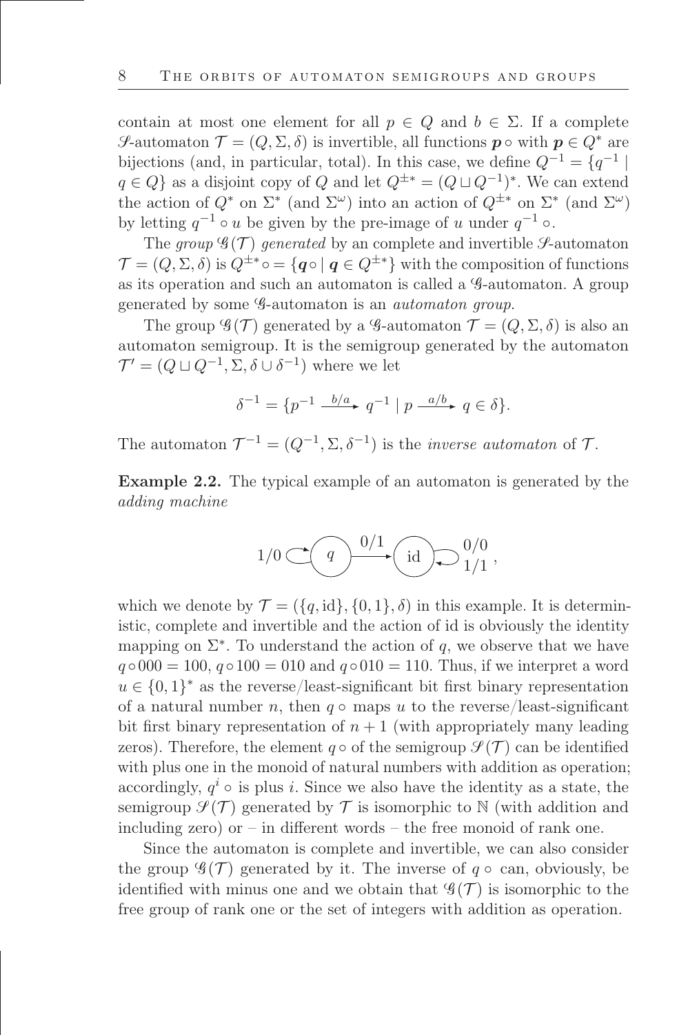contain at most one element for all $p \in Q$ and $b \in \Sigma$. If a complete $\mathscr{S}$-automaton $\mathcal{T} = (Q, \Sigma, \delta)$ is invertible, all functions $\boldsymbol{p} \circ$ with $\boldsymbol{p} \in Q^*$ are bijections (and, in particular, total). In this case, we define $Q^{-1} = \{q^{-1} \mid q \in Q\}$ as a disjoint copy of $Q$ and let $Q^{\pm *} = (Q \sqcup Q^{-1})^*$. We can extend the action of $Q^*$ on $\Sigma^*$ (and $\Sigma^\omega$) into an action of $Q^{\pm *}$ on $\Sigma^*$ (and $\Sigma^\omega$) by letting $q^{-1} \circ u$ be given by the pre-image of $u$ under $q^{-1} \circ$.

The *group* $\mathscr{G}(\mathcal{T})$ *generated* by an complete and invertible $\mathscr{S}$-automaton $\mathcal{T} = (Q, \Sigma, \delta)$ is $Q^{\pm *} \circ = \{\boldsymbol{q} \circ \mid \boldsymbol{q} \in Q^{\pm *}\}$ with the composition of functions as its operation and such an automaton is called a $\mathscr{G}$-automaton. A group generated by some $\mathscr{G}$-automaton is an *automaton group*.

The group $\mathscr{G}(\mathcal{T})$ generated by a $\mathscr{G}$-automaton $\mathcal{T} = (Q, \Sigma, \delta)$ is also an automaton semigroup. It is the semigroup generated by the automaton $\mathcal{T}' = (Q \sqcup Q^{-1}, \Sigma, \delta \cup \delta^{-1})$ where we let

$$\delta^{-1} = \{p^{-1} \xrightarrow{b/a} q^{-1} \mid p \xrightarrow{a/b} q \in \delta\}.$$

The automaton $\mathcal{T}^{-1} = (Q^{-1}, \Sigma, \delta^{-1})$ is the *inverse automaton* of $\mathcal{T}$.

**Example 2.2.** The typical example of an automaton is generated by the *adding machine*

$$1/0 \circlearrowright \; (q) \xrightarrow{0/1} (\mathrm{id}) \circlearrowleft \begin{smallmatrix} 0/0 \\ 1/1 \end{smallmatrix},$$

which we denote by $\mathcal{T} = (\{q, \mathrm{id}\}, \{0,1\}, \delta)$ in this example. It is deterministic, complete and invertible and the action of id is obviously the identity mapping on $\Sigma^*$. To understand the action of $q$, we observe that we have $q \circ 000 = 100$, $q \circ 100 = 010$ and $q \circ 010 = 110$. Thus, if we interpret a word $u \in \{0,1\}^*$ as the reverse/least-significant bit first binary representation of a natural number $n$, then $q \circ$ maps $u$ to the reverse/least-significant bit first binary representation of $n+1$ (with appropriately many leading zeros). Therefore, the element $q \circ$ of the semigroup $\mathscr{S}(\mathcal{T})$ can be identified with plus one in the monoid of natural numbers with addition as operation; accordingly, $q^i \circ$ is plus $i$. Since we also have the identity as a state, the semigroup $\mathscr{S}(\mathcal{T})$ generated by $\mathcal{T}$ is isomorphic to $\mathbb{N}$ (with addition and including zero) or – in different words – the free monoid of rank one.

Since the automaton is complete and invertible, we can also consider the group $\mathscr{G}(\mathcal{T})$ generated by it. The inverse of $q \circ$ can, obviously, be identified with minus one and we obtain that $\mathscr{G}(\mathcal{T})$ is isomorphic to the free group of rank one or the set of integers with addition as operation.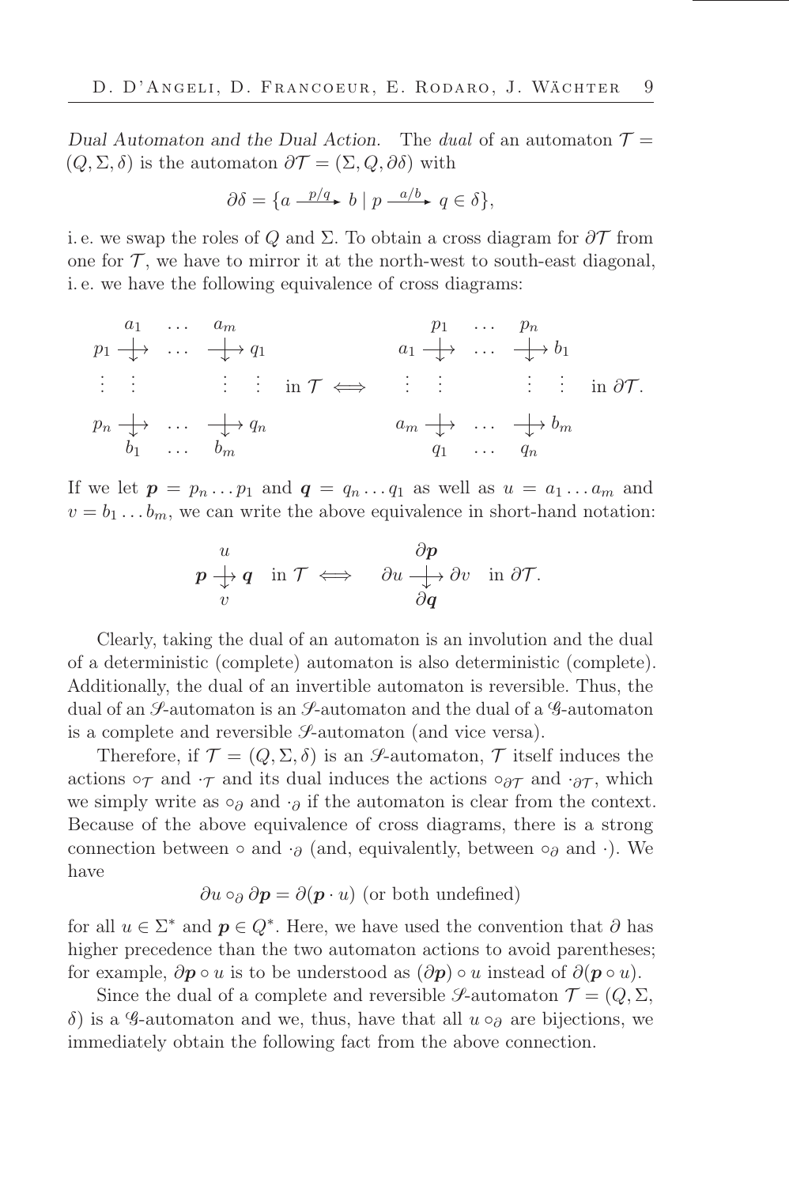*Dual Automaton and the Dual Action.* The *dual* of an automaton $\mathcal{T} = (Q, \Sigma, \delta)$ is the automaton $\partial\mathcal{T} = (\Sigma, Q, \partial\delta)$ with

$$\partial\delta = \{a \xrightarrow{p/q} b \mid p \xrightarrow{a/b} q \in \delta\},$$

i. e. we swap the roles of $Q$ and $\Sigma$. To obtain a cross diagram for $\partial\mathcal{T}$ from one for $\mathcal{T}$, we have to mirror it at the north-west to south-east diagonal, i. e. we have the following equivalence of cross diagrams:

$$\begin{array}{ccccc} & a_1 & \dots & a_m & \\ p_1 & \xrightarrow{\downarrow} & \dots & \xrightarrow{\downarrow} & q_1 \\ \vdots & \vdots & & \vdots & \vdots \\ p_n & \xrightarrow{\downarrow} & \dots & \xrightarrow{\downarrow} & q_n \\ & b_1 & \dots & b_m & \end{array} \text{ in } \mathcal{T} \iff \begin{array}{ccccc} & p_1 & \dots & p_n & \\ a_1 & \xrightarrow{\downarrow} & \dots & \xrightarrow{\downarrow} & b_1 \\ \vdots & \vdots & & \vdots & \vdots \\ a_m & \xrightarrow{\downarrow} & \dots & \xrightarrow{\downarrow} & b_m \\ & q_1 & \dots & q_n & \end{array} \text{ in } \partial\mathcal{T}.$$

If we let $\boldsymbol{p} = p_n \dots p_1$ and $\boldsymbol{q} = q_n \dots q_1$ as well as $u = a_1 \dots a_m$ and $v = b_1 \dots b_m$, we can write the above equivalence in short-hand notation:

$$\begin{array}{ccc} & u & \\ \boldsymbol{p} & \xrightarrow{\downarrow} & \boldsymbol{q} \\ & v & \end{array} \text{ in } \mathcal{T} \iff \begin{array}{ccc} & \partial\boldsymbol{p} & \\ \partial u & \xrightarrow{\downarrow} & \partial v \\ & \partial\boldsymbol{q} & \end{array} \text{ in } \partial\mathcal{T}.$$

Clearly, taking the dual of an automaton is an involution and the dual of a deterministic (complete) automaton is also deterministic (complete). Additionally, the dual of an invertible automaton is reversible. Thus, the dual of an $\mathscr{S}$-automaton is an $\mathscr{S}$-automaton and the dual of a $\mathscr{G}$-automaton is a complete and reversible $\mathscr{S}$-automaton (and vice versa).

Therefore, if $\mathcal{T} = (Q, \Sigma, \delta)$ is an $\mathscr{S}$-automaton, $\mathcal{T}$ itself induces the actions $\circ_{\mathcal{T}}$ and $\cdot_{\mathcal{T}}$ and its dual induces the actions $\circ_{\partial\mathcal{T}}$ and $\cdot_{\partial\mathcal{T}}$, which we simply write as $\circ_\partial$ and $\cdot_\partial$ if the automaton is clear from the context. Because of the above equivalence of cross diagrams, there is a strong connection between $\circ$ and $\cdot_\partial$ (and, equivalently, between $\circ_\partial$ and $\cdot$). We have

$$\partial u \circ_\partial \partial\boldsymbol{p} = \partial(\boldsymbol{p} \cdot u) \text{ (or both undefined)}$$

for all $u \in \Sigma^*$ and $\boldsymbol{p} \in Q^*$. Here, we have used the convention that $\partial$ has higher precedence than the two automaton actions to avoid parentheses; for example, $\partial\boldsymbol{p} \circ u$ is to be understood as $(\partial\boldsymbol{p}) \circ u$ instead of $\partial(\boldsymbol{p} \circ u)$.

Since the dual of a complete and reversible $\mathscr{S}$-automaton $\mathcal{T} = (Q, \Sigma, \delta)$ is a $\mathscr{G}$-automaton and we, thus, have that all $u \circ_\partial$ are bijections, we immediately obtain the following fact from the above connection.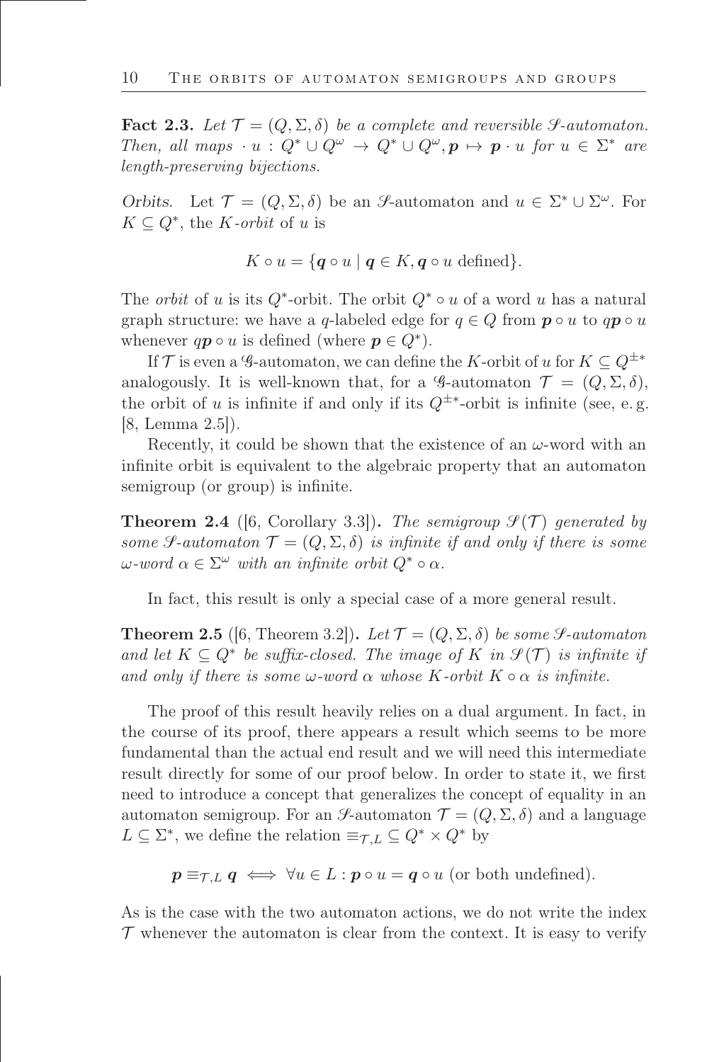**Fact 2.3.** *Let $\mathcal{T} = (Q, \Sigma, \delta)$ be a complete and reversible $\mathscr{S}$-automaton. Then, all maps $\cdot\, u : Q^* \cup Q^\omega \to Q^* \cup Q^\omega, \boldsymbol{p} \mapsto \boldsymbol{p} \cdot u$ for $u \in \Sigma^*$ are length-preserving bijections.*

*Orbits.* Let $\mathcal{T} = (Q, \Sigma, \delta)$ be an $\mathscr{S}$-automaton and $u \in \Sigma^* \cup \Sigma^\omega$. For $K \subseteq Q^*$, the *$K$-orbit* of $u$ is

$$K \circ u = \{\boldsymbol{q} \circ u \mid \boldsymbol{q} \in K, \boldsymbol{q} \circ u \text{ defined}\}.$$

The *orbit* of $u$ is its $Q^*$-orbit. The orbit $Q^* \circ u$ of a word $u$ has a natural graph structure: we have a $q$-labeled edge for $q \in Q$ from $\boldsymbol{p} \circ u$ to $q\boldsymbol{p} \circ u$ whenever $q\boldsymbol{p} \circ u$ is defined (where $\boldsymbol{p} \in Q^*$).

If $\mathcal{T}$ is even a $\mathscr{G}$-automaton, we can define the $K$-orbit of $u$ for $K \subseteq Q^{\pm *}$ analogously. It is well-known that, for a $\mathscr{G}$-automaton $\mathcal{T} = (Q, \Sigma, \delta)$, the orbit of $u$ is infinite if and only if its $Q^{\pm *}$-orbit is infinite (see, e. g. [8, Lemma 2.5]).

Recently, it could be shown that the existence of an $\omega$-word with an infinite orbit is equivalent to the algebraic property that an automaton semigroup (or group) is infinite.

**Theorem 2.4** ([6, Corollary 3.3])**.** *The semigroup $\mathscr{S}(\mathcal{T})$ generated by some $\mathscr{S}$-automaton $\mathcal{T} = (Q, \Sigma, \delta)$ is infinite if and only if there is some $\omega$-word $\alpha \in \Sigma^\omega$ with an infinite orbit $Q^* \circ \alpha$.*

In fact, this result is only a special case of a more general result.

**Theorem 2.5** ([6, Theorem 3.2])**.** *Let $\mathcal{T} = (Q, \Sigma, \delta)$ be some $\mathscr{S}$-automaton and let $K \subseteq Q^*$ be suffix-closed. The image of $K$ in $\mathscr{S}(\mathcal{T})$ is infinite if and only if there is some $\omega$-word $\alpha$ whose $K$-orbit $K \circ \alpha$ is infinite.*

The proof of this result heavily relies on a dual argument. In fact, in the course of its proof, there appears a result which seems to be more fundamental than the actual end result and we will need this intermediate result directly for some of our proof below. In order to state it, we first need to introduce a concept that generalizes the concept of equality in an automaton semigroup. For an $\mathscr{S}$-automaton $\mathcal{T} = (Q, \Sigma, \delta)$ and a language $L \subseteq \Sigma^*$, we define the relation $\equiv_{\mathcal{T},L} \subseteq Q^* \times Q^*$ by

$$\boldsymbol{p} \equiv_{\mathcal{T},L} \boldsymbol{q} \iff \forall u \in L : \boldsymbol{p} \circ u = \boldsymbol{q} \circ u \text{ (or both undefined).}$$

As is the case with the two automaton actions, we do not write the index $\mathcal{T}$ whenever the automaton is clear from the context. It is easy to verify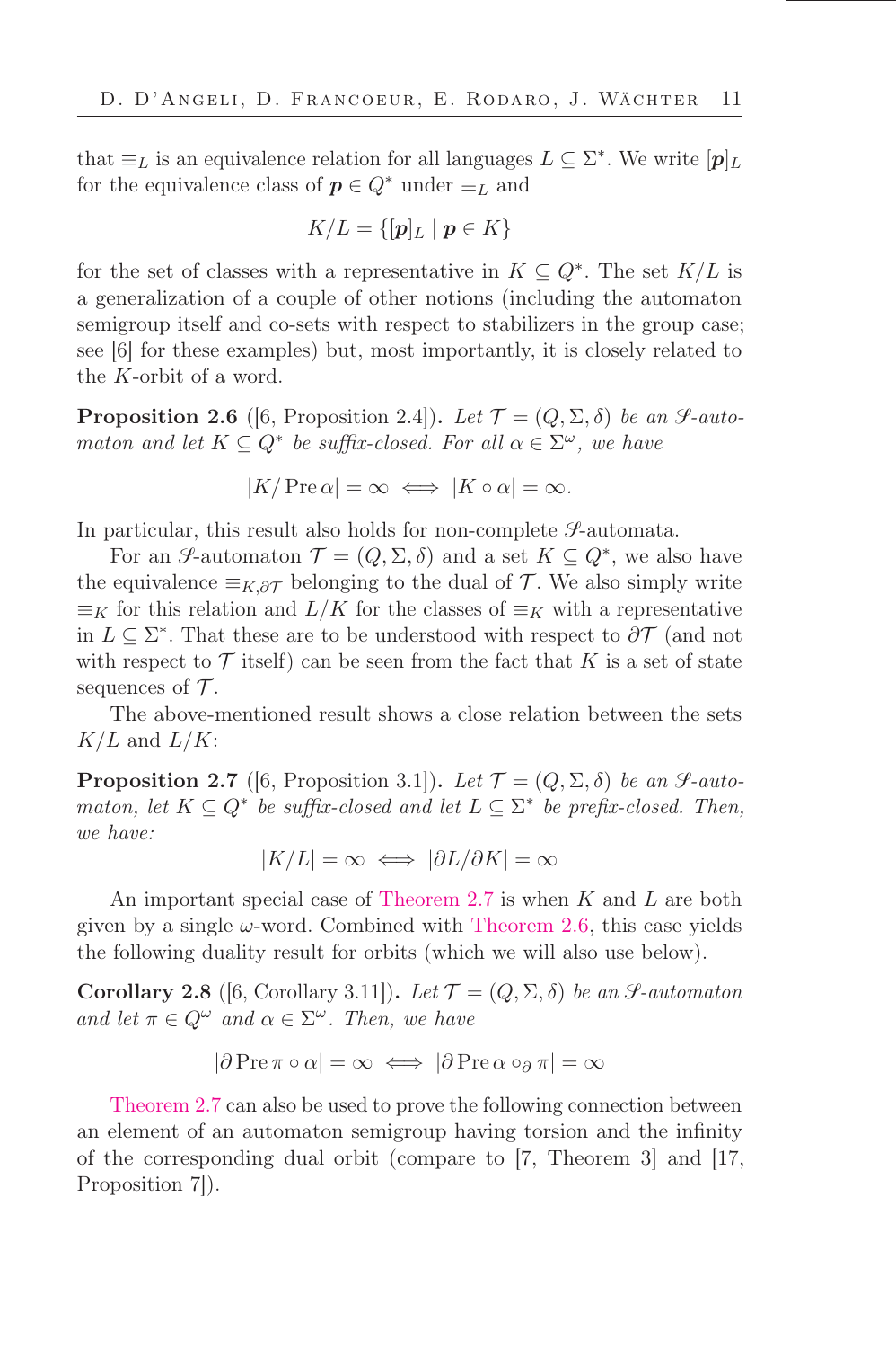that $\equiv_L$ is an equivalence relation for all languages $L \subseteq \Sigma^*$. We write $[\boldsymbol{p}]_L$ for the equivalence class of $\boldsymbol{p} \in Q^*$ under $\equiv_L$ and

$$K/L = \{[\boldsymbol{p}]_L \mid \boldsymbol{p} \in K\}$$

for the set of classes with a representative in $K \subseteq Q^*$. The set $K/L$ is a generalization of a couple of other notions (including the automaton semigroup itself and co-sets with respect to stabilizers in the group case; see [6] for these examples) but, most importantly, it is closely related to the $K$-orbit of a word.

**Proposition 2.6** ([6, Proposition 2.4]). *Let $\mathcal{T} = (Q, \Sigma, \delta)$ be an $\mathscr{S}$-automaton and let $K \subseteq Q^*$ be suffix-closed. For all $\alpha \in \Sigma^\omega$, we have*

$$|K/\operatorname{Pre}\alpha| = \infty \iff |K \circ \alpha| = \infty.$$

In particular, this result also holds for non-complete $\mathscr{S}$-automata.

For an $\mathscr{S}$-automaton $\mathcal{T} = (Q, \Sigma, \delta)$ and a set $K \subseteq Q^*$, we also have the equivalence $\equiv_{K,\partial\mathcal{T}}$ belonging to the dual of $\mathcal{T}$. We also simply write $\equiv_K$ for this relation and $L/K$ for the classes of $\equiv_K$ with a representative in $L \subseteq \Sigma^*$. That these are to be understood with respect to $\partial\mathcal{T}$ (and not with respect to $\mathcal{T}$ itself) can be seen from the fact that $K$ is a set of state sequences of $\mathcal{T}$.

The above-mentioned result shows a close relation between the sets $K/L$ and $L/K$:

**Proposition 2.7** ([6, Proposition 3.1]). *Let $\mathcal{T} = (Q, \Sigma, \delta)$ be an $\mathscr{S}$-automaton, let $K \subseteq Q^*$ be suffix-closed and let $L \subseteq \Sigma^*$ be prefix-closed. Then, we have:*

$$|K/L| = \infty \iff |\partial L/\partial K| = \infty$$

An important special case of Theorem 2.7 is when $K$ and $L$ are both given by a single $\omega$-word. Combined with Theorem 2.6, this case yields the following duality result for orbits (which we will also use below).

**Corollary 2.8** ([6, Corollary 3.11]). *Let $\mathcal{T} = (Q, \Sigma, \delta)$ be an $\mathscr{S}$-automaton and let $\pi \in Q^\omega$ and $\alpha \in \Sigma^\omega$. Then, we have*

$$|\partial \operatorname{Pre}\pi \circ \alpha| = \infty \iff |\partial \operatorname{Pre}\alpha \circ_\partial \pi| = \infty$$

Theorem 2.7 can also be used to prove the following connection between an element of an automaton semigroup having torsion and the infinity of the corresponding dual orbit (compare to [7, Theorem 3] and [17, Proposition 7]).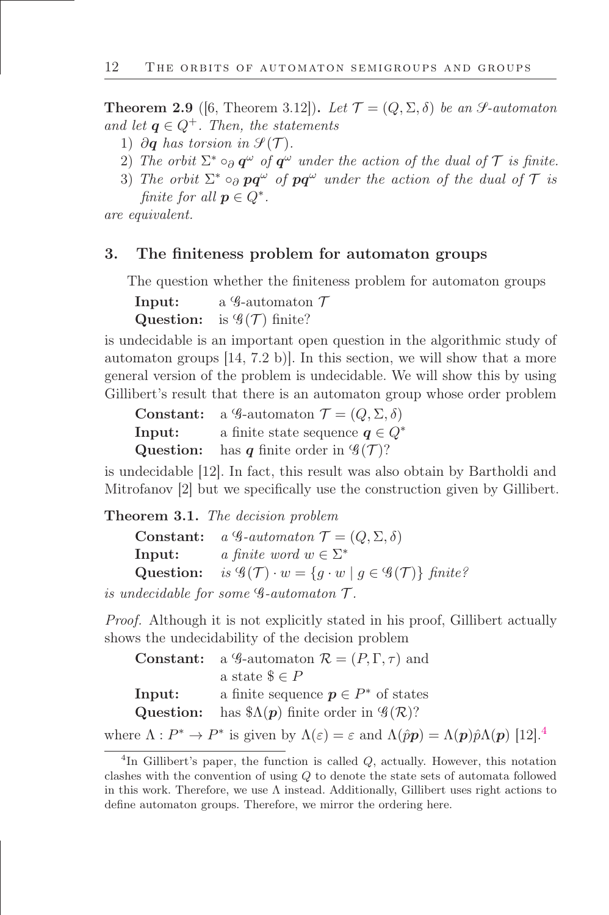**Theorem 2.9** ([6, Theorem 3.12])**.** *Let $\mathcal{T} = (Q, \Sigma, \delta)$ be an $\mathscr{S}$-automaton and let $\boldsymbol{q} \in Q^+$. Then, the statements*

1) *$\partial \boldsymbol{q}$ has torsion in $\mathscr{S}(\mathcal{T})$.*
2) *The orbit $\Sigma^* \circ_\partial \boldsymbol{q}^\omega$ of $\boldsymbol{q}^\omega$ under the action of the dual of $\mathcal{T}$ is finite.*
3) *The orbit $\Sigma^* \circ_\partial \boldsymbol{p}\boldsymbol{q}^\omega$ of $\boldsymbol{p}\boldsymbol{q}^\omega$ under the action of the dual of $\mathcal{T}$ is finite for all $\boldsymbol{p} \in Q^*$.*

*are equivalent.*

## 3. The finiteness problem for automaton groups

The question whether the finiteness problem for automaton groups

**Input:** a $\mathscr{G}$-automaton $\mathcal{T}$
**Question:** is $\mathscr{G}(\mathcal{T})$ finite?

is undecidable is an important open question in the algorithmic study of automaton groups [14, 7.2 b)]. In this section, we will show that a more general version of the problem is undecidable. We will show this by using Gillibert's result that there is an automaton group whose order problem

**Constant:** a $\mathscr{G}$-automaton $\mathcal{T} = (Q, \Sigma, \delta)$
**Input:** a finite state sequence $\boldsymbol{q} \in Q^*$
**Question:** has $\boldsymbol{q}$ finite order in $\mathscr{G}(\mathcal{T})$?

is undecidable [12]. In fact, this result was also obtain by Bartholdi and Mitrofanov [2] but we specifically use the construction given by Gillibert.

**Theorem 3.1.** *The decision problem*

**Constant:** *a $\mathscr{G}$-automaton $\mathcal{T} = (Q, \Sigma, \delta)$*
**Input:** *a finite word $w \in \Sigma^*$*
**Question:** *is $\mathscr{G}(\mathcal{T}) \cdot w = \{g \cdot w \mid g \in \mathscr{G}(\mathcal{T})\}$ finite?*

*is undecidable for some $\mathscr{G}$-automaton $\mathcal{T}$.*

*Proof.* Although it is not explicitly stated in his proof, Gillibert actually shows the undecidability of the decision problem

**Constant:** a $\mathscr{G}$-automaton $\mathcal{R} = (P, \Gamma, \tau)$ and a state $\$ \in P$
**Input:** a finite sequence $\boldsymbol{p} \in P^*$ of states
**Question:** has $\$\Lambda(\boldsymbol{p})$ finite order in $\mathscr{G}(\mathcal{R})$?

where $\Lambda : P^* \to P^*$ is given by $\Lambda(\varepsilon) = \varepsilon$ and $\Lambda(\hat{p}\boldsymbol{p}) = \Lambda(\boldsymbol{p})\hat{p}\Lambda(\boldsymbol{p})$ [12].[4]

[4] In Gillibert's paper, the function is called $Q$, actually. However, this notation clashes with the convention of using $Q$ to denote the state sets of automata followed in this work. Therefore, we use $\Lambda$ instead. Additionally, Gillibert uses right actions to define automaton groups. Therefore, we mirror the ordering here.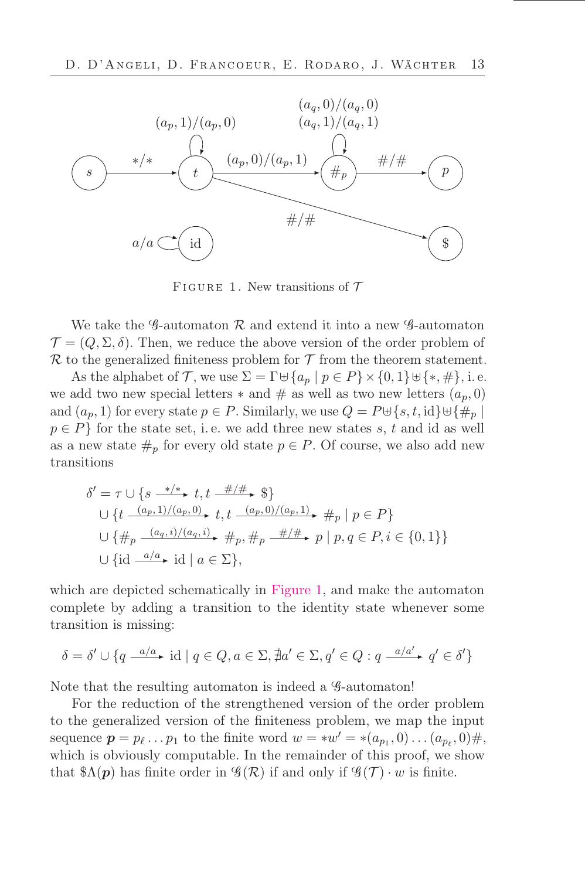FIGURE 1. New transitions of $\mathcal{T}$

We take the $\mathscr{G}$-automaton $\mathcal{R}$ and extend it into a new $\mathscr{G}$-automaton $\mathcal{T} = (Q, \Sigma, \delta)$. Then, we reduce the above version of the order problem of $\mathcal{R}$ to the generalized finiteness problem for $\mathcal{T}$ from the theorem statement.

As the alphabet of $\mathcal{T}$, we use $\Sigma = \Gamma \uplus \{a_p \mid p \in P\} \times \{0,1\} \uplus \{*, \#\}$, i. e. we add two new special letters $*$ and $\#$ as well as two new letters $(a_p, 0)$ and $(a_p, 1)$ for every state $p \in P$. Similarly, we use $Q = P \uplus \{s, t, \mathrm{id}\} \uplus \{\#_p \mid p \in P\}$ for the state set, i. e. we add three new states $s$, $t$ and id as well as a new state $\#_p$ for every old state $p \in P$. Of course, we also add new transitions

$$
\begin{aligned}
\delta' = \tau &\cup \{s \xrightarrow{*/*} t, t \xrightarrow{\#/\#} \$\} \\
&\cup \{t \xrightarrow{(a_p,1)/(a_p,0)} t, t \xrightarrow{(a_p,0)/(a_p,1)} \#_p \mid p \in P\} \\
&\cup \{\#_p \xrightarrow{(a_q,i)/(a_q,i)} \#_p, \#_p \xrightarrow{\#/\#} p \mid p, q \in P, i \in \{0,1\}\} \\
&\cup \{\mathrm{id} \xrightarrow{a/a} \mathrm{id} \mid a \in \Sigma\},
\end{aligned}
$$

which are depicted schematically in Figure 1, and make the automaton complete by adding a transition to the identity state whenever some transition is missing:

$$
\delta = \delta' \cup \{q \xrightarrow{a/a} \mathrm{id} \mid q \in Q, a \in \Sigma, \nexists a' \in \Sigma, q' \in Q : q \xrightarrow{a/a'} q' \in \delta'\}
$$

Note that the resulting automaton is indeed a $\mathscr{G}$-automaton!

For the reduction of the strengthened version of the order problem to the generalized version of the finiteness problem, we map the input sequence $\boldsymbol{p} = p_\ell \dots p_1$ to the finite word $w = *w' = *(a_{p_1}, 0) \dots (a_{p_\ell}, 0)\#$, which is obviously computable. In the remainder of this proof, we show that $\$\Lambda(\boldsymbol{p})$ has finite order in $\mathscr{G}(\mathcal{R})$ if and only if $\mathscr{G}(\mathcal{T}) \cdot w$ is finite.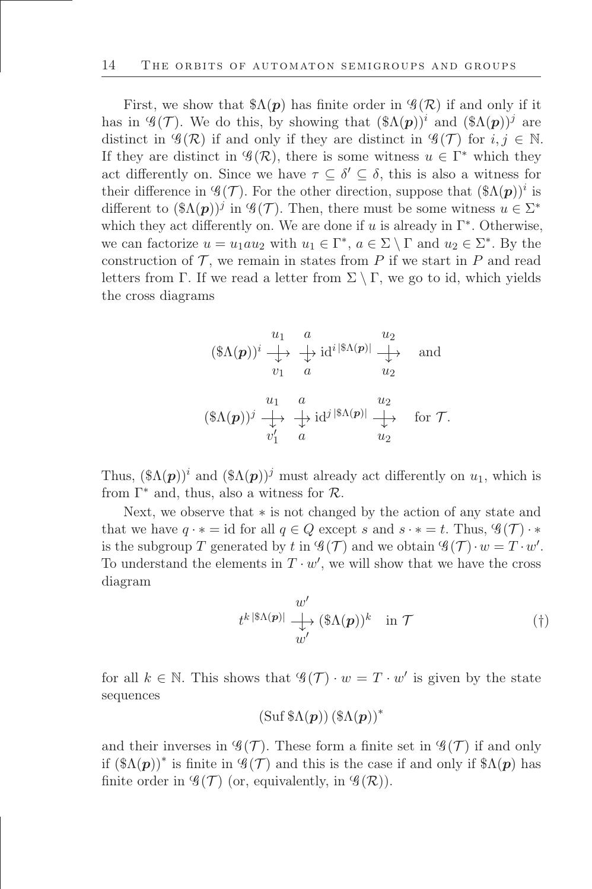First, we show that $\$\Lambda(\boldsymbol{p})$ has finite order in $\mathscr{G}(\mathcal{R})$ if and only if it has in $\mathscr{G}(\mathcal{T})$. We do this, by showing that $(\$\Lambda(\boldsymbol{p}))^i$ and $(\$\Lambda(\boldsymbol{p}))^j$ are distinct in $\mathscr{G}(\mathcal{R})$ if and only if they are distinct in $\mathscr{G}(\mathcal{T})$ for $i, j \in \mathbb{N}$. If they are distinct in $\mathscr{G}(\mathcal{R})$, there is some witness $u \in \Gamma^*$ which they act differently on. Since we have $\tau \subseteq \delta' \subseteq \delta$, this is also a witness for their difference in $\mathscr{G}(\mathcal{T})$. For the other direction, suppose that $(\$\Lambda(\boldsymbol{p}))^i$ is different to $(\$\Lambda(\boldsymbol{p}))^j$ in $\mathscr{G}(\mathcal{T})$. Then, there must be some witness $u \in \Sigma^*$ which they act differently on. We are done if $u$ is already in $\Gamma^*$. Otherwise, we can factorize $u = u_1 a u_2$ with $u_1 \in \Gamma^*$, $a \in \Sigma \setminus \Gamma$ and $u_2 \in \Sigma^*$. By the construction of $\mathcal{T}$, we remain in states from $P$ if we start in $P$ and read letters from $\Gamma$. If we read a letter from $\Sigma \setminus \Gamma$, we go to id, which yields the cross diagrams

$$(\$\Lambda(\boldsymbol{p}))^i \xrightarrow[v_1]{u_1} \xrightarrow[a]{a} \mathrm{id}^{i\,|\$\Lambda(\boldsymbol{p})|} \xrightarrow[u_2]{u_2} \quad \text{and}$$

$$(\$\Lambda(\boldsymbol{p}))^j \xrightarrow[v_1']{u_1} \xrightarrow[a]{a} \mathrm{id}^{j\,|\$\Lambda(\boldsymbol{p})|} \xrightarrow[u_2]{u_2} \quad \text{for } \mathcal{T}.$$

Thus, $(\$\Lambda(\boldsymbol{p}))^i$ and $(\$\Lambda(\boldsymbol{p}))^j$ must already act differently on $u_1$, which is from $\Gamma^*$ and, thus, also a witness for $\mathcal{R}$.

Next, we observe that $*$ is not changed by the action of any state and that we have $q \cdot * = \mathrm{id}$ for all $q \in Q$ except $s$ and $s \cdot * = t$. Thus, $\mathscr{G}(\mathcal{T}) \cdot *$ is the subgroup $T$ generated by $t$ in $\mathscr{G}(\mathcal{T})$ and we obtain $\mathscr{G}(\mathcal{T}) \cdot w = T \cdot w'$. To understand the elements in $T \cdot w'$, we will show that we have the cross diagram

$$t^{k\,|\$\Lambda(\boldsymbol{p})|} \xrightarrow[w']{w'} (\$\Lambda(\boldsymbol{p}))^k \quad \text{in } \mathcal{T} \tag{†}$$

for all $k \in \mathbb{N}$. This shows that $\mathscr{G}(\mathcal{T}) \cdot w = T \cdot w'$ is given by the state sequences

$$(\operatorname{Suf} \$\Lambda(\boldsymbol{p}))\,(\$\Lambda(\boldsymbol{p}))^*$$

and their inverses in $\mathscr{G}(\mathcal{T})$. These form a finite set in $\mathscr{G}(\mathcal{T})$ if and only if $(\$\Lambda(\boldsymbol{p}))^*$ is finite in $\mathscr{G}(\mathcal{T})$ and this is the case if and only if $\$\Lambda(\boldsymbol{p})$ has finite order in $\mathscr{G}(\mathcal{T})$ (or, equivalently, in $\mathscr{G}(\mathcal{R})$).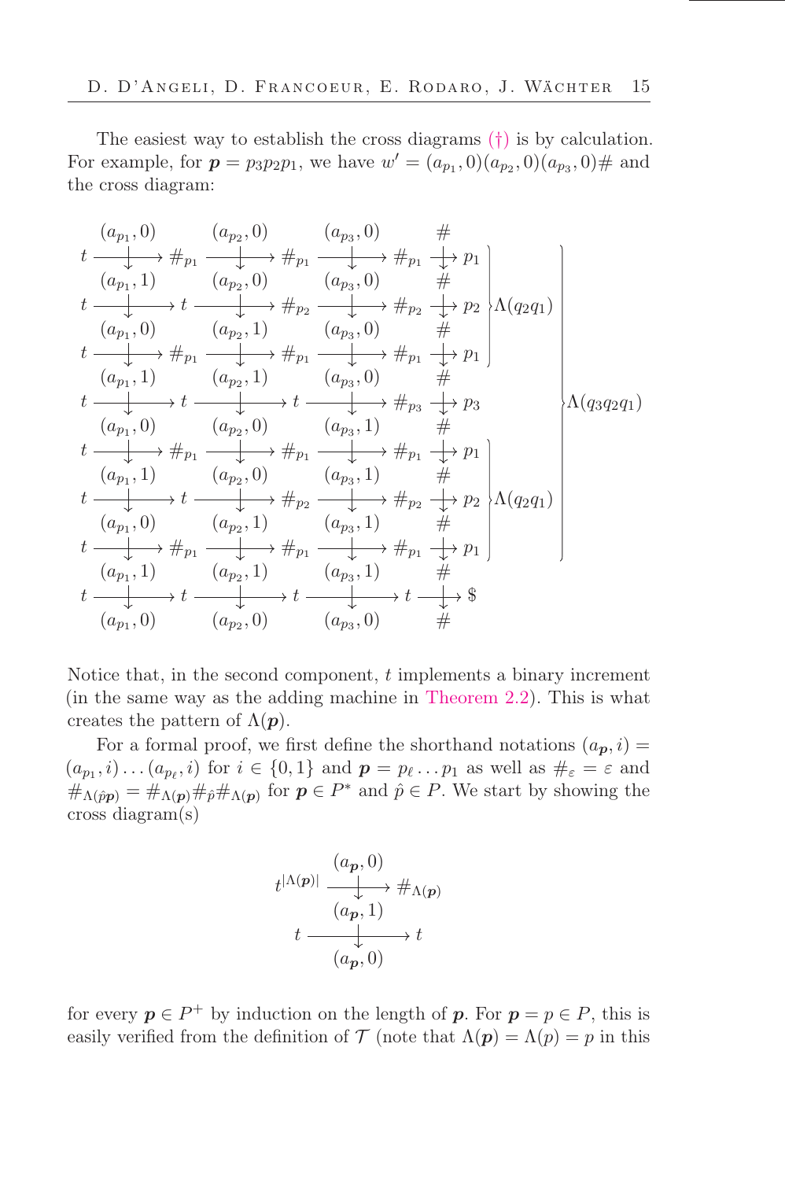The easiest way to establish the cross diagrams (†) is by calculation. For example, for $\boldsymbol{p} = p_3p_2p_1$, we have $w' = (a_{p_1}, 0)(a_{p_2}, 0)(a_{p_3}, 0)\#$ and the cross diagram:

$$
\begin{array}{ccccccccccc}
 & (a_{p_1},0) & & (a_{p_2},0) & & (a_{p_3},0) & & \# & & & \\
t & \longrightarrow & \#_{p_1} & \longrightarrow & \#_{p_1} & \longrightarrow & \#_{p_1} & \longrightarrow & p_1 & \left.\right] & \left.\right] \\
 & (a_{p_1},1) & & (a_{p_2},0) & & (a_{p_3},0) & & \# & & & \\
t & \longrightarrow & t & \longrightarrow & \#_{p_2} & \longrightarrow & \#_{p_2} & \longrightarrow & p_2 & \Lambda(q_2q_1) & \\
 & (a_{p_1},0) & & (a_{p_2},1) & & (a_{p_3},0) & & \# & & & \\
t & \longrightarrow & \#_{p_1} & \longrightarrow & \#_{p_1} & \longrightarrow & \#_{p_1} & \longrightarrow & p_1 & \left.\right] & \\
 & (a_{p_1},1) & & (a_{p_2},1) & & (a_{p_3},0) & & \# & & & \\
t & \longrightarrow & t & \longrightarrow & t & \longrightarrow & \#_{p_3} & \longrightarrow & p_3 & & \Lambda(q_3q_2q_1) \\
 & (a_{p_1},0) & & (a_{p_2},0) & & (a_{p_3},1) & & \# & & & \\
t & \longrightarrow & \#_{p_1} & \longrightarrow & \#_{p_1} & \longrightarrow & \#_{p_1} & \longrightarrow & p_1 & \left.\right] & \\
 & (a_{p_1},1) & & (a_{p_2},0) & & (a_{p_3},1) & & \# & & & \\
t & \longrightarrow & t & \longrightarrow & \#_{p_2} & \longrightarrow & \#_{p_2} & \longrightarrow & p_2 & \Lambda(q_2q_1) & \\
 & (a_{p_1},0) & & (a_{p_2},1) & & (a_{p_3},1) & & \# & & & \\
t & \longrightarrow & \#_{p_1} & \longrightarrow & \#_{p_1} & \longrightarrow & \#_{p_1} & \longrightarrow & p_1 & \left.\right] & \left.\right] \\
 & (a_{p_1},1) & & (a_{p_2},1) & & (a_{p_3},1) & & \# & & & \\
t & \longrightarrow & t & \longrightarrow & t & \longrightarrow & t & \longrightarrow & \$ & & \\
 & (a_{p_1},0) & & (a_{p_2},0) & & (a_{p_3},0) & & \# & & &
\end{array}
$$

Notice that, in the second component, $t$ implements a binary increment (in the same way as the adding machine in Theorem 2.2). This is what creates the pattern of $\Lambda(\boldsymbol{p})$.

For a formal proof, we first define the shorthand notations $(a_{\boldsymbol{p}}, i) = (a_{p_1}, i) \dots (a_{p_\ell}, i)$ for $i \in \{0, 1\}$ and $\boldsymbol{p} = p_\ell \dots p_1$ as well as $\#_\varepsilon = \varepsilon$ and $\#_{\Lambda(\hat{p}\boldsymbol{p})} = \#_{\Lambda(\boldsymbol{p})} \#_{\hat{p}} \#_{\Lambda(\boldsymbol{p})}$ for $\boldsymbol{p} \in P^*$ and $\hat{p} \in P$. We start by showing the cross diagram(s)

$$
\begin{array}{ccc}
 & (a_{\boldsymbol{p}},0) & \\
t^{|\Lambda(\boldsymbol{p})|} & \longrightarrow & \#_{\Lambda(\boldsymbol{p})} \\
 & (a_{\boldsymbol{p}},1) & \\
t & \longrightarrow & t \\
 & (a_{\boldsymbol{p}},0) &
\end{array}
$$

for every $\boldsymbol{p} \in P^+$ by induction on the length of $\boldsymbol{p}$. For $\boldsymbol{p} = p \in P$, this is easily verified from the definition of $\mathcal{T}$ (note that $\Lambda(\boldsymbol{p}) = \Lambda(p) = p$ in this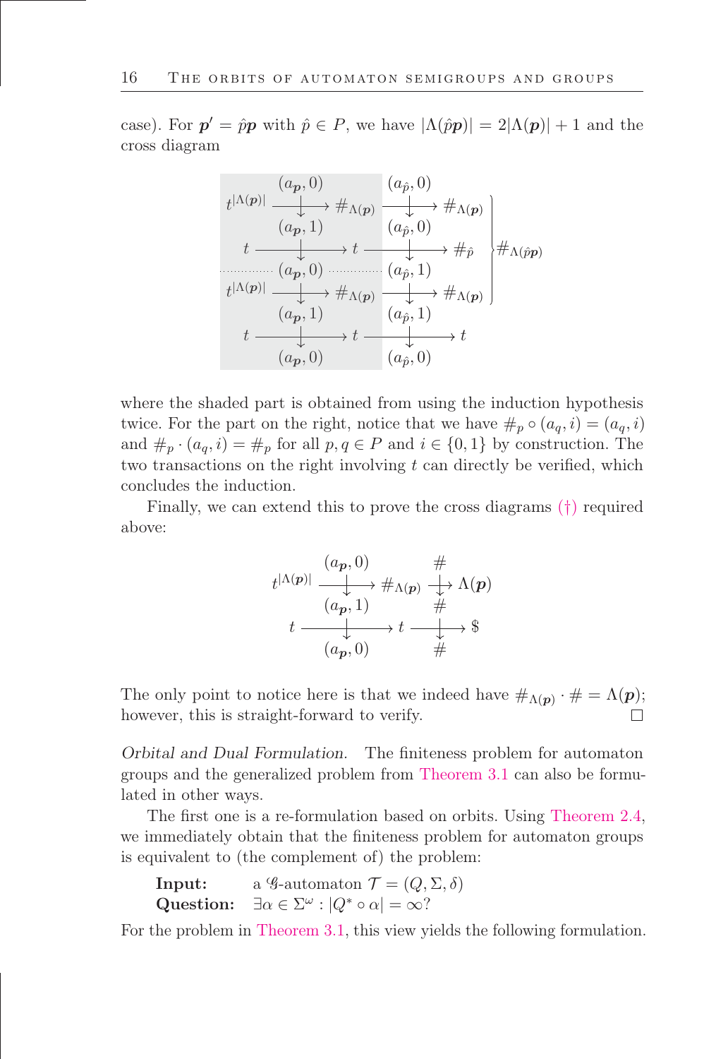case). For $\boldsymbol{p}' = \hat{p}\boldsymbol{p}$ with $\hat{p} \in P$, we have $|\Lambda(\hat{p}\boldsymbol{p})| = 2|\Lambda(\boldsymbol{p})| + 1$ and the cross diagram

$$
\begin{array}{ccccc}
 & (a_{\boldsymbol{p}}, 0) & & (a_{\hat{p}}, 0) & \\
t^{|\Lambda(\boldsymbol{p})|} & \longrightarrow & \#_{\Lambda(\boldsymbol{p})} & \longrightarrow & \#_{\Lambda(\boldsymbol{p})} \\
 & (a_{\boldsymbol{p}}, 1) & & (a_{\hat{p}}, 0) & \\
t & \longrightarrow & t & \longrightarrow & \#_{\hat{p}} \\
 & (a_{\boldsymbol{p}}, 0) & & (a_{\hat{p}}, 1) & \\
t^{|\Lambda(\boldsymbol{p})|} & \longrightarrow & \#_{\Lambda(\boldsymbol{p})} & \longrightarrow & \#_{\Lambda(\boldsymbol{p})} \\
 & (a_{\boldsymbol{p}}, 1) & & (a_{\hat{p}}, 1) & \\
t & \longrightarrow & t & \longrightarrow & t \\
 & (a_{\boldsymbol{p}}, 0) & & (a_{\hat{p}}, 0) &
\end{array}
\quad \left.\begin{array}{c} \\ \\ \\ \\ \\ \end{array}\right\} \#_{\Lambda(\hat{p}\boldsymbol{p})}
$$

where the shaded part is obtained from using the induction hypothesis twice. For the part on the right, notice that we have $\#_p \circ (a_q, i) = (a_q, i)$ and $\#_p \cdot (a_q, i) = \#_p$ for all $p, q \in P$ and $i \in \{0, 1\}$ by construction. The two transactions on the right involving $t$ can directly be verified, which concludes the induction.

Finally, we can extend this to prove the cross diagrams (†) required above:

$$
\begin{array}{ccccc}
 & (a_{\boldsymbol{p}}, 0) & & \# & \\
t^{|\Lambda(\boldsymbol{p})|} & \longrightarrow & \#_{\Lambda(\boldsymbol{p})} & \longrightarrow & \Lambda(\boldsymbol{p}) \\
 & (a_{\boldsymbol{p}}, 1) & & \# & \\
t & \longrightarrow & t & \longrightarrow & \$ \\
 & (a_{\boldsymbol{p}}, 0) & & \# &
\end{array}
$$

The only point to notice here is that we indeed have $\#_{\Lambda(\boldsymbol{p})} \cdot \# = \Lambda(\boldsymbol{p})$; however, this is straight-forward to verify. □

*Orbital and Dual Formulation.* The finiteness problem for automaton groups and the generalized problem from Theorem 3.1 can also be formulated in other ways.

The first one is a re-formulation based on orbits. Using Theorem 2.4, we immediately obtain that the finiteness problem for automaton groups is equivalent to (the complement of) the problem:

**Input:** a $\mathscr{G}$-automaton $\mathcal{T} = (Q, \Sigma, \delta)$
**Question:** $\exists \alpha \in \Sigma^\omega : |Q^* \circ \alpha| = \infty$?

For the problem in Theorem 3.1, this view yields the following formulation.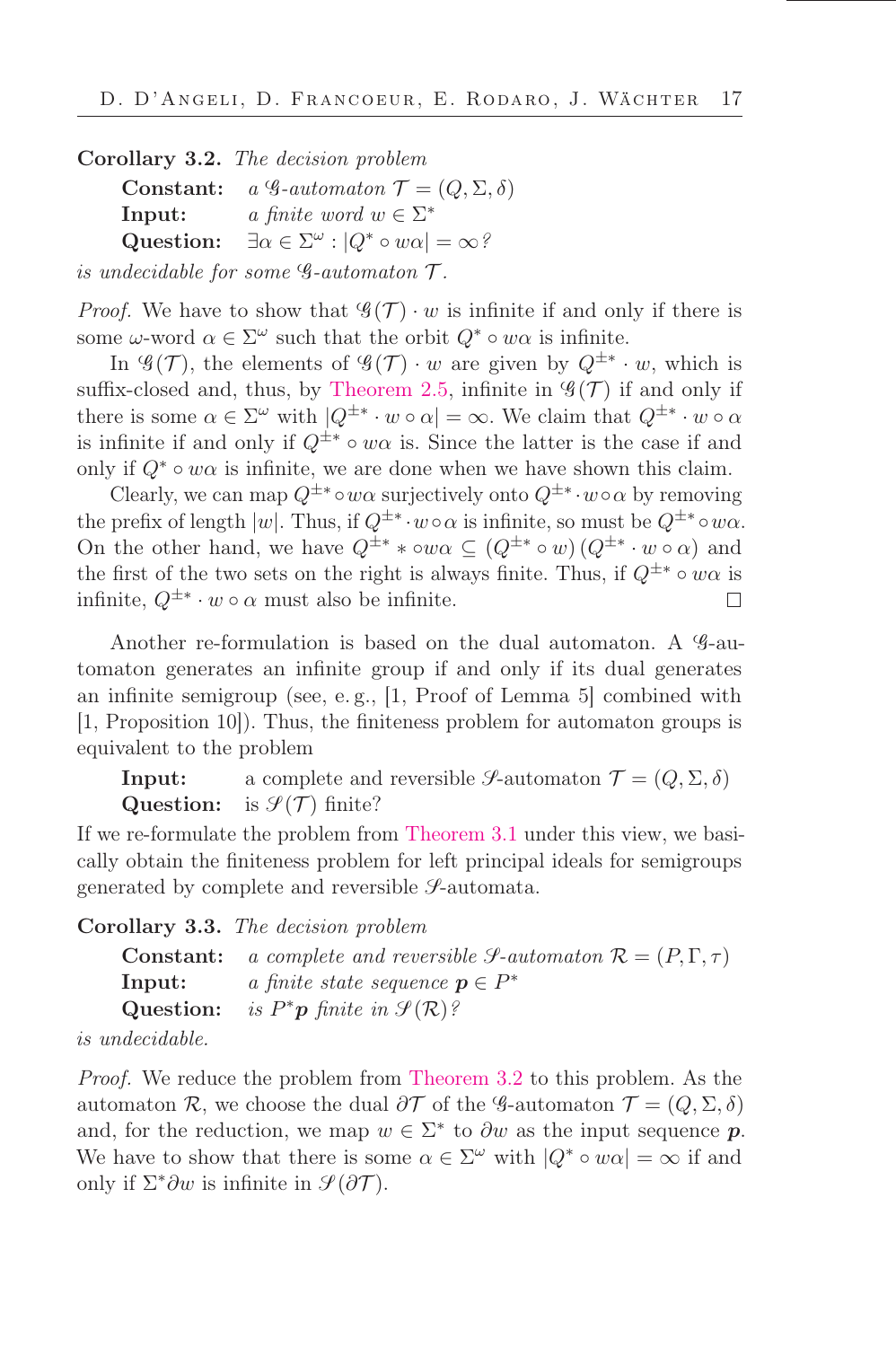**Corollary 3.2.** *The decision problem*

> **Constant:** *a $\mathscr{G}$-automaton $\mathcal{T} = (Q, \Sigma, \delta)$*
> **Input:** *a finite word $w \in \Sigma^*$*
> **Question:** *$\exists \alpha \in \Sigma^\omega : |Q^* \circ w\alpha| = \infty$?*

*is undecidable for some $\mathscr{G}$-automaton $\mathcal{T}$.*

*Proof.* We have to show that $\mathscr{G}(\mathcal{T}) \cdot w$ is infinite if and only if there is some $\omega$-word $\alpha \in \Sigma^\omega$ such that the orbit $Q^* \circ w\alpha$ is infinite.

In $\mathscr{G}(\mathcal{T})$, the elements of $\mathscr{G}(\mathcal{T}) \cdot w$ are given by $Q^{\pm *} \cdot w$, which is suffix-closed and, thus, by Theorem 2.5, infinite in $\mathscr{G}(\mathcal{T})$ if and only if there is some $\alpha \in \Sigma^\omega$ with $|Q^{\pm *} \cdot w \circ \alpha| = \infty$. We claim that $Q^{\pm *} \cdot w \circ \alpha$ is infinite if and only if $Q^{\pm *} \circ w\alpha$ is. Since the latter is the case if and only if $Q^* \circ w\alpha$ is infinite, we are done when we have shown this claim.

Clearly, we can map $Q^{\pm *} \circ w\alpha$ surjectively onto $Q^{\pm *} \cdot w \circ \alpha$ by removing the prefix of length $|w|$. Thus, if $Q^{\pm *} \cdot w \circ \alpha$ is infinite, so must be $Q^{\pm *} \circ w\alpha$. On the other hand, we have $Q^{\pm *} * \circ w\alpha \subseteq (Q^{\pm *} \circ w) (Q^{\pm *} \cdot w \circ \alpha)$ and the first of the two sets on the right is always finite. Thus, if $Q^{\pm *} \circ w\alpha$ is infinite, $Q^{\pm *} \cdot w \circ \alpha$ must also be infinite. ☐

Another re-formulation is based on the dual automaton. A $\mathscr{G}$-automaton generates an infinite group if and only if its dual generates an infinite semigroup (see, e. g., [1, Proof of Lemma 5] combined with [1, Proposition 10]). Thus, the finiteness problem for automaton groups is equivalent to the problem

> **Input:** a complete and reversible $\mathscr{S}$-automaton $\mathcal{T} = (Q, \Sigma, \delta)$
> **Question:** is $\mathscr{S}(\mathcal{T})$ finite?

If we re-formulate the problem from Theorem 3.1 under this view, we basically obtain the finiteness problem for left principal ideals for semigroups generated by complete and reversible $\mathscr{S}$-automata.

**Corollary 3.3.** *The decision problem*

> **Constant:** *a complete and reversible $\mathscr{S}$-automaton $\mathcal{R} = (P, \Gamma, \tau)$*
> **Input:** *a finite state sequence $\boldsymbol{p} \in P^*$*
> **Question:** *is $P^*\boldsymbol{p}$ finite in $\mathscr{S}(\mathcal{R})$?*

*is undecidable.*

*Proof.* We reduce the problem from Theorem 3.2 to this problem. As the automaton $\mathcal{R}$, we choose the dual $\partial\mathcal{T}$ of the $\mathscr{G}$-automaton $\mathcal{T} = (Q, \Sigma, \delta)$ and, for the reduction, we map $w \in \Sigma^*$ to $\partial w$ as the input sequence $\boldsymbol{p}$. We have to show that there is some $\alpha \in \Sigma^\omega$ with $|Q^* \circ w\alpha| = \infty$ if and only if $\Sigma^* \partial w$ is infinite in $\mathscr{S}(\partial\mathcal{T})$.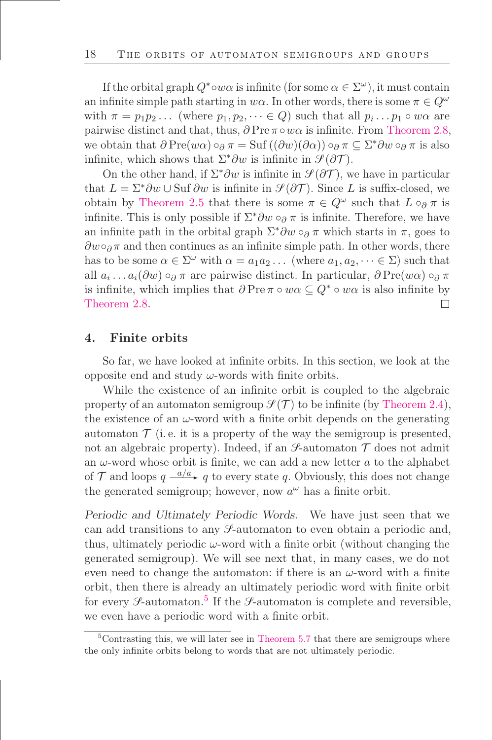If the orbital graph $Q^* \circ w\alpha$ is infinite (for some $\alpha \in \Sigma^\omega$), it must contain an infinite simple path starting in $w\alpha$. In other words, there is some $\pi \in Q^\omega$ with $\pi = p_1 p_2 \dots$ (where $p_1, p_2, \dots \in Q$) such that all $p_i \dots p_1 \circ w\alpha$ are pairwise distinct and that, thus, $\partial \operatorname{Pre} \pi \circ w\alpha$ is infinite. From Theorem 2.8, we obtain that $\partial \operatorname{Pre}(w\alpha) \circ_\partial \pi = \operatorname{Suf}\left((\partial w)(\partial \alpha)\right) \circ_\partial \pi \subseteq \Sigma^* \partial w \circ_\partial \pi$ is also infinite, which shows that $\Sigma^* \partial w$ is infinite in $\mathscr{S}(\partial \mathcal{T})$.

On the other hand, if $\Sigma^* \partial w$ is infinite in $\mathscr{S}(\partial \mathcal{T})$, we have in particular that $L = \Sigma^* \partial w \cup \operatorname{Suf} \partial w$ is infinite in $\mathscr{S}(\partial \mathcal{T})$. Since $L$ is suffix-closed, we obtain by Theorem 2.5 that there is some $\pi \in Q^\omega$ such that $L \circ_\partial \pi$ is infinite. This is only possible if $\Sigma^* \partial w \circ_\partial \pi$ is infinite. Therefore, we have an infinite path in the orbital graph $\Sigma^* \partial w \circ_\partial \pi$ which starts in $\pi$, goes to $\partial w \circ_\partial \pi$ and then continues as an infinite simple path. In other words, there has to be some $\alpha \in \Sigma^\omega$ with $\alpha = a_1 a_2 \dots$ (where $a_1, a_2, \dots \in \Sigma$) such that all $a_i \dots a_i (\partial w) \circ_\partial \pi$ are pairwise distinct. In particular, $\partial \operatorname{Pre}(w\alpha) \circ_\partial \pi$ is infinite, which implies that $\partial \operatorname{Pre} \pi \circ w\alpha \subseteq Q^* \circ w\alpha$ is also infinite by Theorem 2.8. ◻

## 4. Finite orbits

So far, we have looked at infinite orbits. In this section, we look at the opposite end and study $\omega$-words with finite orbits.

While the existence of an infinite orbit is coupled to the algebraic property of an automaton semigroup $\mathscr{S}(\mathcal{T})$ to be infinite (by Theorem 2.4), the existence of an $\omega$-word with a finite orbit depends on the generating automaton $\mathcal{T}$ (i. e. it is a property of the way the semigroup is presented, not an algebraic property). Indeed, if an $\mathscr{S}$-automaton $\mathcal{T}$ does not admit an $\omega$-word whose orbit is finite, we can add a new letter $a$ to the alphabet of $\mathcal{T}$ and loops $q \xrightarrow{a/a} q$ to every state $q$. Obviously, this does not change the generated semigroup; however, now $a^\omega$ has a finite orbit.

*Periodic and Ultimately Periodic Words.* We have just seen that we can add transitions to any $\mathscr{S}$-automaton to even obtain a periodic and, thus, ultimately periodic $\omega$-word with a finite orbit (without changing the generated semigroup). We will see next that, in many cases, we do not even need to change the automaton: if there is an $\omega$-word with a finite orbit, then there is already an ultimately periodic word with finite orbit for every $\mathscr{S}$-automaton.[5] If the $\mathscr{S}$-automaton is complete and reversible, we even have a periodic word with a finite orbit.

[5] Contrasting this, we will later see in Theorem 5.7 that there are semigroups where the only infinite orbits belong to words that are not ultimately periodic.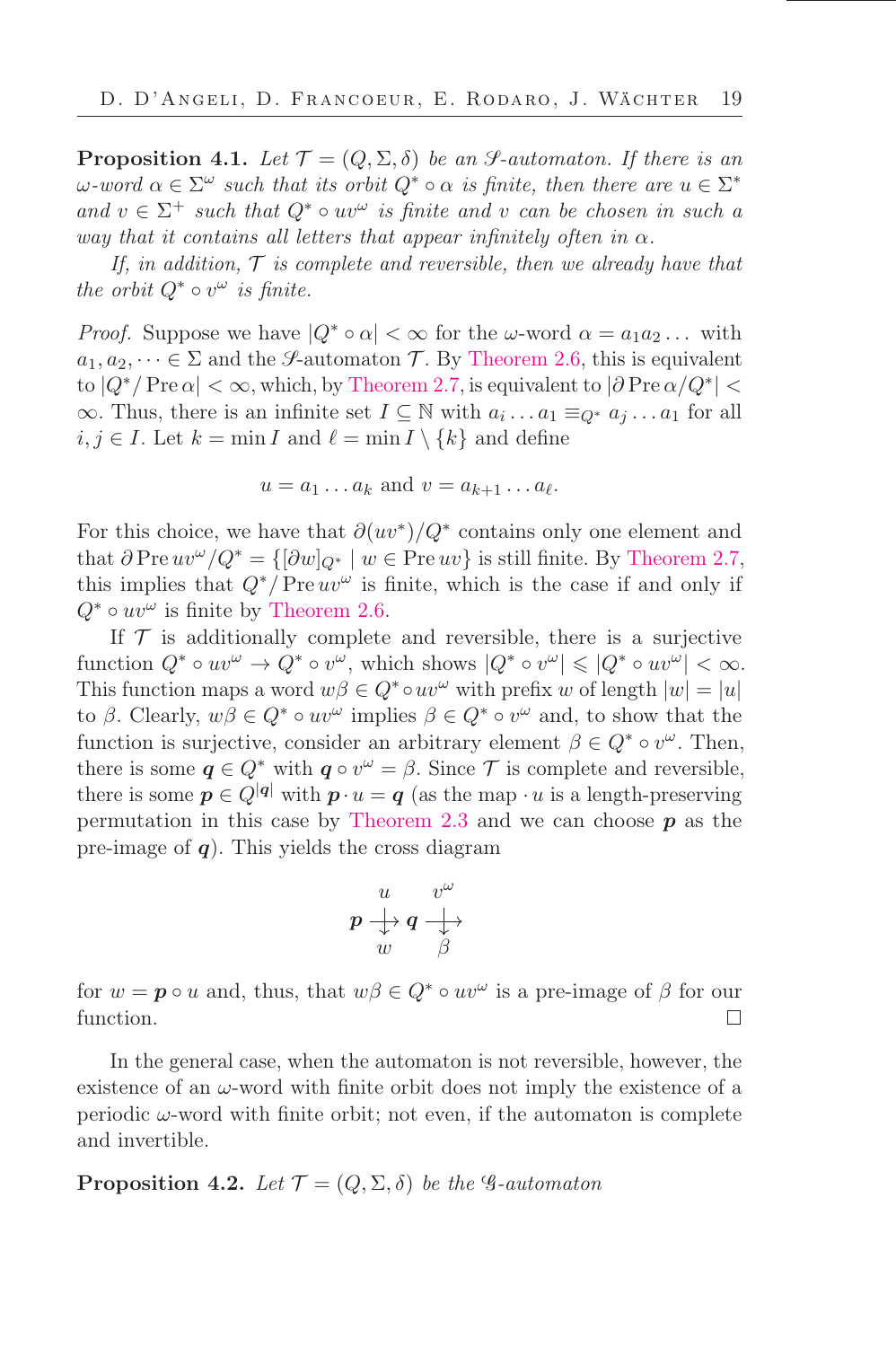**Proposition 4.1.** *Let $\mathcal{T} = (Q, \Sigma, \delta)$ be an $\mathscr{S}$-automaton. If there is an $\omega$-word $\alpha \in \Sigma^\omega$ such that its orbit $Q^* \circ \alpha$ is finite, then there are $u \in \Sigma^*$ and $v \in \Sigma^+$ such that $Q^* \circ uv^\omega$ is finite and $v$ can be chosen in such a way that it contains all letters that appear infinitely often in $\alpha$.*

*If, in addition, $\mathcal{T}$ is complete and reversible, then we already have that the orbit $Q^* \circ v^\omega$ is finite.*

*Proof.* Suppose we have $|Q^* \circ \alpha| < \infty$ for the $\omega$-word $\alpha = a_1 a_2 \dots$ with $a_1, a_2, \dots \in \Sigma$ and the $\mathscr{S}$-automaton $\mathcal{T}$. By Theorem 2.6, this is equivalent to $|Q^*/\operatorname{Pre}\alpha| < \infty$, which, by Theorem 2.7, is equivalent to $|\partial \operatorname{Pre}\alpha / Q^*| < \infty$. Thus, there is an infinite set $I \subseteq \mathbb{N}$ with $a_i \dots a_1 \equiv_{Q^*} a_j \dots a_1$ for all $i, j \in I$. Let $k = \min I$ and $\ell = \min I \setminus \{k\}$ and define

$$u = a_1 \dots a_k \text{ and } v = a_{k+1} \dots a_\ell.$$

For this choice, we have that $\partial(uv^*)/Q^*$ contains only one element and that $\partial \operatorname{Pre} uv^\omega / Q^* = \{[\partial w]_{Q^*} \mid w \in \operatorname{Pre} uv\}$ is still finite. By Theorem 2.7, this implies that $Q^*/\operatorname{Pre} uv^\omega$ is finite, which is the case if and only if $Q^* \circ uv^\omega$ is finite by Theorem 2.6.

If $\mathcal{T}$ is additionally complete and reversible, there is a surjective function $Q^* \circ uv^\omega \to Q^* \circ v^\omega$, which shows $|Q^* \circ v^\omega| \leqslant |Q^* \circ uv^\omega| < \infty$. This function maps a word $w\beta \in Q^* \circ uv^\omega$ with prefix $w$ of length $|w| = |u|$ to $\beta$. Clearly, $w\beta \in Q^* \circ uv^\omega$ implies $\beta \in Q^* \circ v^\omega$ and, to show that the function is surjective, consider an arbitrary element $\beta \in Q^* \circ v^\omega$. Then, there is some $\boldsymbol{q} \in Q^*$ with $\boldsymbol{q} \circ v^\omega = \beta$. Since $\mathcal{T}$ is complete and reversible, there is some $\boldsymbol{p} \in Q^{|\boldsymbol{q}|}$ with $\boldsymbol{p} \cdot u = \boldsymbol{q}$ (as the map $\cdot\, u$ is a length-preserving permutation in this case by Theorem 2.3 and we can choose $\boldsymbol{p}$ as the pre-image of $\boldsymbol{q}$). This yields the cross diagram

$$\begin{array}{ccccc} & u & & v^\omega & \\ \boldsymbol{p} & \longrightarrow & \boldsymbol{q} & \longrightarrow & \\ & w & & \beta & \end{array}$$

for $w = \boldsymbol{p} \circ u$ and, thus, that $w\beta \in Q^* \circ uv^\omega$ is a pre-image of $\beta$ for our function. ☐

In the general case, when the automaton is not reversible, however, the existence of an $\omega$-word with finite orbit does not imply the existence of a periodic $\omega$-word with finite orbit; not even, if the automaton is complete and invertible.

**Proposition 4.2.** *Let $\mathcal{T} = (Q, \Sigma, \delta)$ be the $\mathscr{G}$-automaton*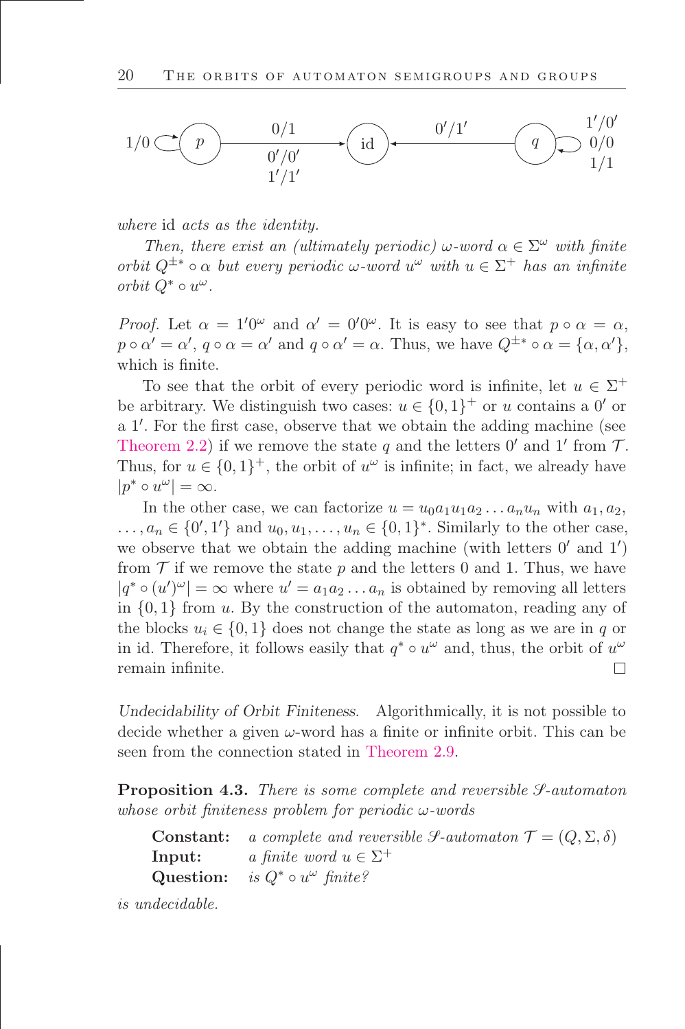where id *acts as the identity.*

*Then, there exist an (ultimately periodic) $\omega$-word $\alpha \in \Sigma^\omega$ with finite orbit $Q^{\pm *} \circ \alpha$ but every periodic $\omega$-word $u^\omega$ with $u \in \Sigma^+$ has an infinite orbit $Q^* \circ u^\omega$.*

*Proof.* Let $\alpha = 1'0^\omega$ and $\alpha' = 0'0^\omega$. It is easy to see that $p \circ \alpha = \alpha$, $p \circ \alpha' = \alpha'$, $q \circ \alpha = \alpha'$ and $q \circ \alpha' = \alpha$. Thus, we have $Q^{\pm *} \circ \alpha = \{\alpha, \alpha'\}$, which is finite.

To see that the orbit of every periodic word is infinite, let $u \in \Sigma^+$ be arbitrary. We distinguish two cases: $u \in \{0, 1\}^+$ or $u$ contains a $0'$ or a $1'$. For the first case, observe that we obtain the adding machine (see Theorem 2.2) if we remove the state $q$ and the letters $0'$ and $1'$ from $\mathcal{T}$. Thus, for $u \in \{0, 1\}^+$, the orbit of $u^\omega$ is infinite; in fact, we already have $|p^* \circ u^\omega| = \infty$.

In the other case, we can factorize $u = u_0 a_1 u_1 a_2 \dots a_n u_n$ with $a_1, a_2, \dots, a_n \in \{0', 1'\}$ and $u_0, u_1, \dots, u_n \in \{0, 1\}^*$. Similarly to the other case, we observe that we obtain the adding machine (with letters $0'$ and $1'$) from $\mathcal{T}$ if we remove the state $p$ and the letters $0$ and $1$. Thus, we have $|q^* \circ (u')^\omega| = \infty$ where $u' = a_1 a_2 \dots a_n$ is obtained by removing all letters in $\{0, 1\}$ from $u$. By the construction of the automaton, reading any of the blocks $u_i \in \{0, 1\}$ does not change the state as long as we are in $q$ or in id. Therefore, it follows easily that $q^* \circ u^\omega$ and, thus, the orbit of $u^\omega$ remain infinite. $\square$

*Undecidability of Orbit Finiteness.* Algorithmically, it is not possible to decide whether a given $\omega$-word has a finite or infinite orbit. This can be seen from the connection stated in Theorem 2.9.

**Proposition 4.3.** *There is some complete and reversible $\mathscr{S}$-automaton whose orbit finiteness problem for periodic $\omega$-words*

**Constant:** *a complete and reversible $\mathscr{S}$-automaton $\mathcal{T} = (Q, \Sigma, \delta)$*
**Input:** *a finite word $u \in \Sigma^+$*
**Question:** *is $Q^* \circ u^\omega$ finite?*

*is undecidable.*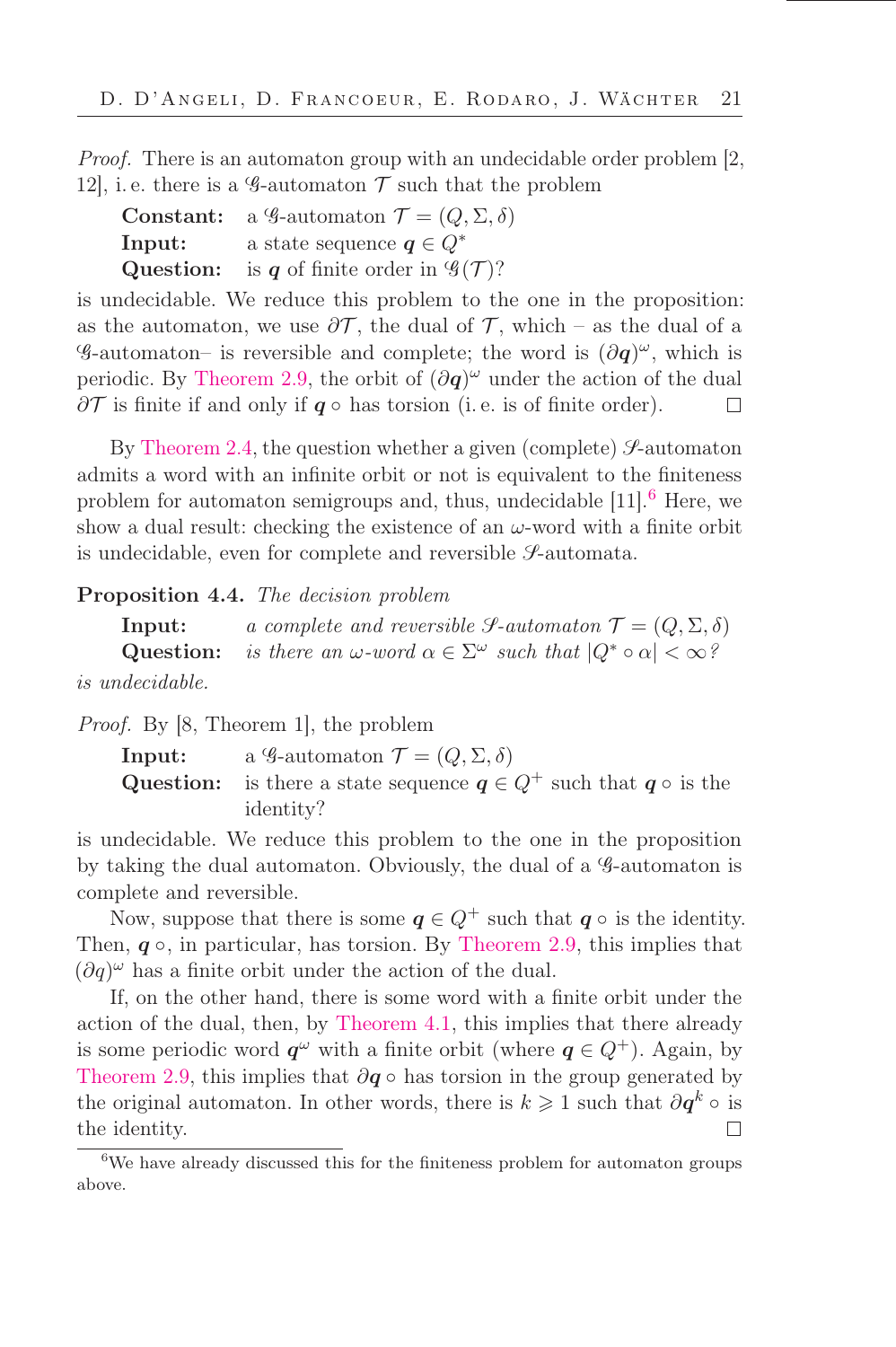*Proof.* There is an automaton group with an undecidable order problem [2, 12], i. e. there is a $\mathscr{G}$-automaton $\mathcal{T}$ such that the problem

**Constant:** a $\mathscr{G}$-automaton $\mathcal{T} = (Q, \Sigma, \delta)$
**Input:** a state sequence $\boldsymbol{q} \in Q^*$
**Question:** is $\boldsymbol{q}$ of finite order in $\mathscr{G}(\mathcal{T})$?

is undecidable. We reduce this problem to the one in the proposition: as the automaton, we use $\partial\mathcal{T}$, the dual of $\mathcal{T}$, which – as the dual of a $\mathscr{G}$-automaton– is reversible and complete; the word is $(\partial\boldsymbol{q})^\omega$, which is periodic. By Theorem 2.9, the orbit of $(\partial\boldsymbol{q})^\omega$ under the action of the dual $\partial\mathcal{T}$ is finite if and only if $\boldsymbol{q} \circ$ has torsion (i. e. is of finite order). ☐

By Theorem 2.4, the question whether a given (complete) $\mathscr{S}$-automaton admits a word with an infinite orbit or not is equivalent to the finiteness problem for automaton semigroups and, thus, undecidable [11].[6] Here, we show a dual result: checking the existence of an $\omega$-word with a finite orbit is undecidable, even for complete and reversible $\mathscr{S}$-automata.

**Proposition 4.4.** *The decision problem*

**Input:** *a complete and reversible $\mathscr{S}$-automaton $\mathcal{T} = (Q, \Sigma, \delta)$*
**Question:** *is there an $\omega$-word $\alpha \in \Sigma^\omega$ such that $|Q^* \circ \alpha| < \infty$?*

*is undecidable.*

*Proof.* By [8, Theorem 1], the problem

**Input:** a $\mathscr{G}$-automaton $\mathcal{T} = (Q, \Sigma, \delta)$
**Question:** is there a state sequence $\boldsymbol{q} \in Q^+$ such that $\boldsymbol{q} \circ$ is the identity?

is undecidable. We reduce this problem to the one in the proposition by taking the dual automaton. Obviously, the dual of a $\mathscr{G}$-automaton is complete and reversible.

Now, suppose that there is some $\boldsymbol{q} \in Q^+$ such that $\boldsymbol{q} \circ$ is the identity. Then, $\boldsymbol{q} \circ$, in particular, has torsion. By Theorem 2.9, this implies that $(\partial q)^\omega$ has a finite orbit under the action of the dual.

If, on the other hand, there is some word with a finite orbit under the action of the dual, then, by Theorem 4.1, this implies that there already is some periodic word $\boldsymbol{q}^\omega$ with a finite orbit (where $\boldsymbol{q} \in Q^+$). Again, by Theorem 2.9, this implies that $\partial\boldsymbol{q} \circ$ has torsion in the group generated by the original automaton. In other words, there is $k \geqslant 1$ such that $\partial\boldsymbol{q}^k \circ$ is the identity. ☐

[6] We have already discussed this for the finiteness problem for automaton groups above.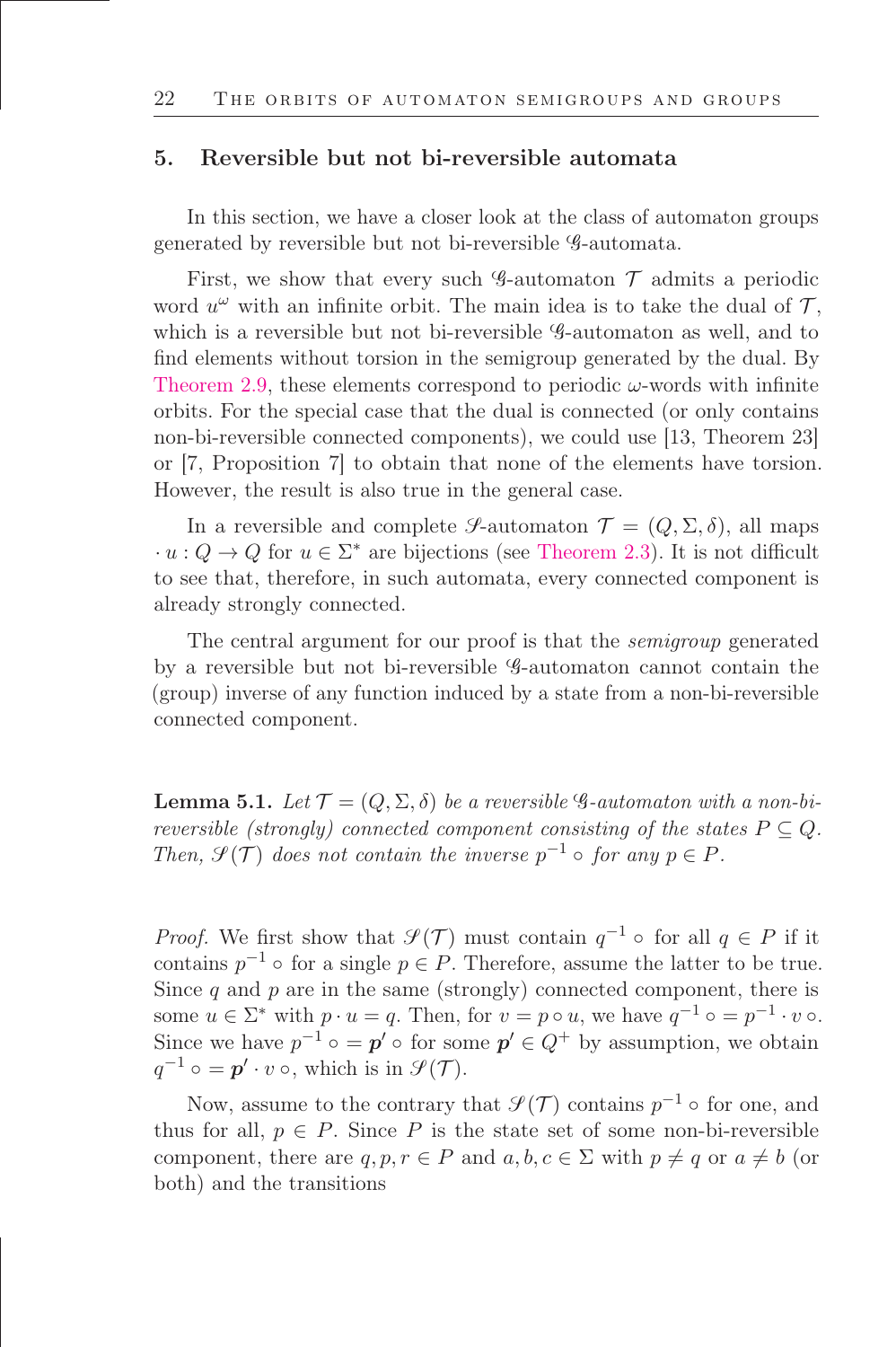## 5. Reversible but not bi-reversible automata

In this section, we have a closer look at the class of automaton groups generated by reversible but not bi-reversible $\mathscr{G}$-automata.

First, we show that every such $\mathscr{G}$-automaton $\mathcal{T}$ admits a periodic word $u^\omega$ with an infinite orbit. The main idea is to take the dual of $\mathcal{T}$, which is a reversible but not bi-reversible $\mathscr{G}$-automaton as well, and to find elements without torsion in the semigroup generated by the dual. By Theorem 2.9, these elements correspond to periodic $\omega$-words with infinite orbits. For the special case that the dual is connected (or only contains non-bi-reversible connected components), we could use [13, Theorem 23] or [7, Proposition 7] to obtain that none of the elements have torsion. However, the result is also true in the general case.

In a reversible and complete $\mathscr{S}$-automaton $\mathcal{T} = (Q, \Sigma, \delta)$, all maps $\cdot u : Q \to Q$ for $u \in \Sigma^*$ are bijections (see Theorem 2.3). It is not difficult to see that, therefore, in such automata, every connected component is already strongly connected.

The central argument for our proof is that the *semigroup* generated by a reversible but not bi-reversible $\mathscr{G}$-automaton cannot contain the (group) inverse of any function induced by a state from a non-bi-reversible connected component.

**Lemma 5.1.** *Let $\mathcal{T} = (Q, \Sigma, \delta)$ be a reversible $\mathscr{G}$-automaton with a non-bi-reversible (strongly) connected component consisting of the states $P \subseteq Q$. Then, $\mathscr{S}(\mathcal{T})$ does not contain the inverse $p^{-1} \circ$ for any $p \in P$.*

*Proof.* We first show that $\mathscr{S}(\mathcal{T})$ must contain $q^{-1} \circ$ for all $q \in P$ if it contains $p^{-1} \circ$ for a single $p \in P$. Therefore, assume the latter to be true. Since $q$ and $p$ are in the same (strongly) connected component, there is some $u \in \Sigma^*$ with $p \cdot u = q$. Then, for $v = p \circ u$, we have $q^{-1} \circ = p^{-1} \cdot v \circ$. Since we have $p^{-1} \circ = \boldsymbol{p}' \circ$ for some $\boldsymbol{p}' \in Q^+$ by assumption, we obtain $q^{-1} \circ = \boldsymbol{p}' \cdot v \circ$, which is in $\mathscr{S}(\mathcal{T})$.

Now, assume to the contrary that $\mathscr{S}(\mathcal{T})$ contains $p^{-1} \circ$ for one, and thus for all, $p \in P$. Since $P$ is the state set of some non-bi-reversible component, there are $q, p, r \in P$ and $a, b, c \in \Sigma$ with $p \neq q$ or $a \neq b$ (or both) and the transitions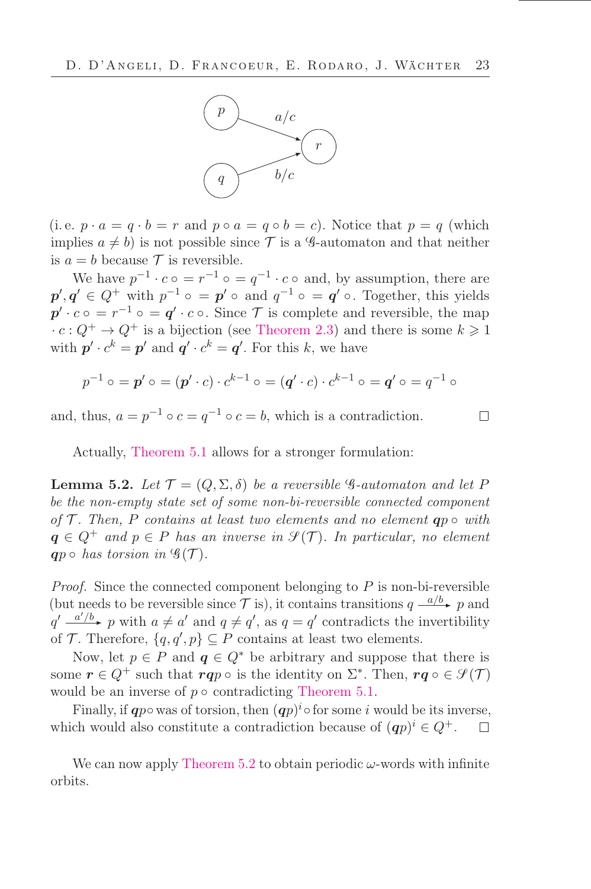(i. e. $p \cdot a = q \cdot b = r$ and $p \circ a = q \circ b = c$). Notice that $p = q$ (which implies $a \neq b$) is not possible since $\mathcal{T}$ is a $\mathscr{G}$-automaton and that neither is $a = b$ because $\mathcal{T}$ is reversible.

We have $p^{-1} \cdot c \circ = r^{-1} \circ = q^{-1} \cdot c \circ$ and, by assumption, there are $\boldsymbol{p}', \boldsymbol{q}' \in Q^+$ with $p^{-1} \circ = \boldsymbol{p}' \circ$ and $q^{-1} \circ = \boldsymbol{q}' \circ$. Together, this yields $\boldsymbol{p}' \cdot c \circ = r^{-1} \circ = \boldsymbol{q}' \cdot c \circ$. Since $\mathcal{T}$ is complete and reversible, the map $\cdot c : Q^+ \to Q^+$ is a bijection (see Theorem 2.3) and there is some $k \geqslant 1$ with $\boldsymbol{p}' \cdot c^k = \boldsymbol{p}'$ and $\boldsymbol{q}' \cdot c^k = \boldsymbol{q}'$. For this $k$, we have

$$p^{-1} \circ = \boldsymbol{p}' \circ = (\boldsymbol{p}' \cdot c) \cdot c^{k-1} \circ = (\boldsymbol{q}' \cdot c) \cdot c^{k-1} \circ = \boldsymbol{q}' \circ = q^{-1} \circ$$

and, thus, $a = p^{-1} \circ c = q^{-1} \circ c = b$, which is a contradiction. $\square$

Actually, Theorem 5.1 allows for a stronger formulation:

**Lemma 5.2.** *Let $\mathcal{T} = (Q, \Sigma, \delta)$ be a reversible $\mathscr{G}$-automaton and let $P$ be the non-empty state set of some non-bi-reversible connected component of $\mathcal{T}$. Then, $P$ contains at least two elements and no element $\boldsymbol{q}p \circ$ with $\boldsymbol{q} \in Q^+$ and $p \in P$ has an inverse in $\mathscr{S}(\mathcal{T})$. In particular, no element $\boldsymbol{q}p \circ$ has torsion in $\mathscr{G}(\mathcal{T})$.*

*Proof.* Since the connected component belonging to $P$ is non-bi-reversible (but needs to be reversible since $\mathcal{T}$ is), it contains transitions $q \xrightarrow{a/b} p$ and $q' \xrightarrow{a'/b} p$ with $a \neq a'$ and $q \neq q'$, as $q = q'$ contradicts the invertibility of $\mathcal{T}$. Therefore, $\{q, q', p\} \subseteq P$ contains at least two elements.

Now, let $p \in P$ and $\boldsymbol{q} \in Q^*$ be arbitrary and suppose that there is some $\boldsymbol{r} \in Q^+$ such that $\boldsymbol{r}\boldsymbol{q}p \circ$ is the identity on $\Sigma^*$. Then, $\boldsymbol{r}\boldsymbol{q} \circ \in \mathscr{S}(\mathcal{T})$ would be an inverse of $p \circ$ contradicting Theorem 5.1.

Finally, if $\boldsymbol{q}p \circ$ was of torsion, then $(\boldsymbol{q}p)^i \circ$ for some $i$ would be its inverse, which would also constitute a contradiction because of $(\boldsymbol{q}p)^i \in Q^+$. $\square$

We can now apply Theorem 5.2 to obtain periodic $\omega$-words with infinite orbits.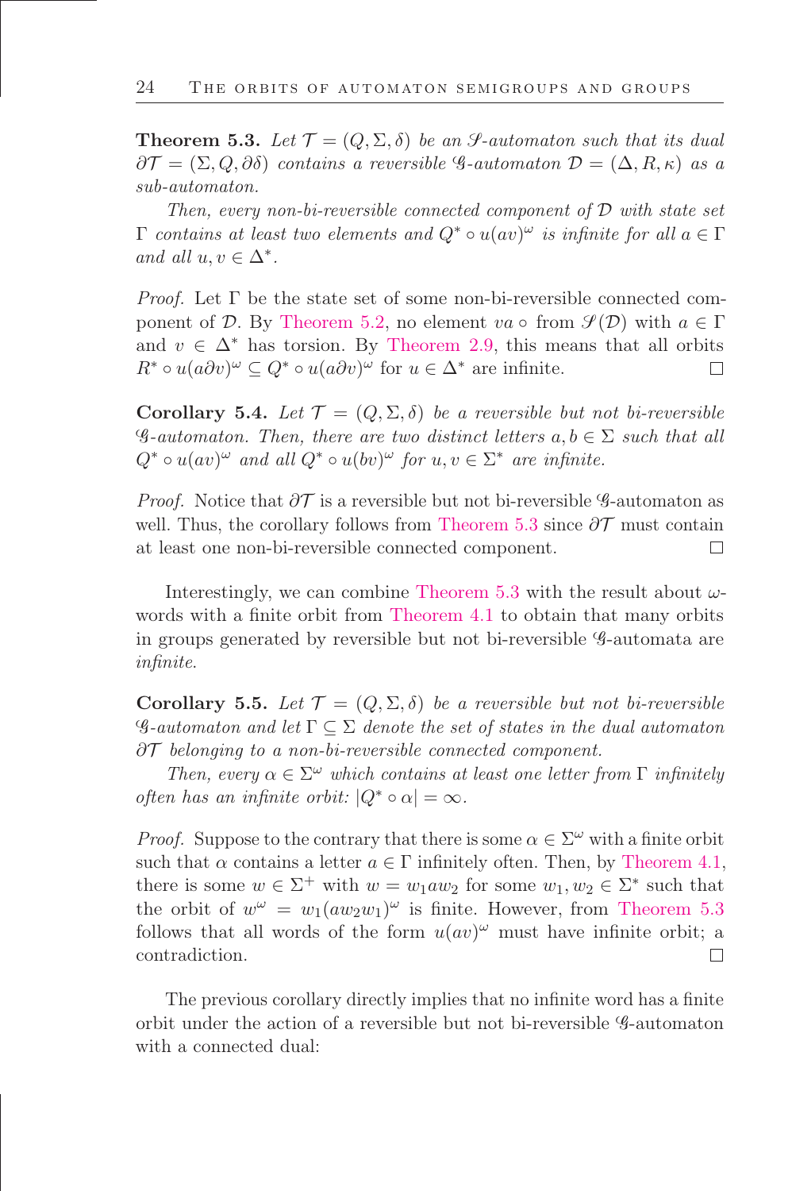**Theorem 5.3.** *Let $\mathcal{T} = (Q, \Sigma, \delta)$ be an $\mathscr{S}$-automaton such that its dual $\partial\mathcal{T} = (\Sigma, Q, \partial\delta)$ contains a reversible $\mathscr{G}$-automaton $\mathcal{D} = (\Delta, R, \kappa)$ as a sub-automaton.*

*Then, every non-bi-reversible connected component of $\mathcal{D}$ with state set $\Gamma$ contains at least two elements and $Q^* \circ u(av)^\omega$ is infinite for all $a \in \Gamma$ and all $u, v \in \Delta^*$.*

*Proof.* Let $\Gamma$ be the state set of some non-bi-reversible connected component of $\mathcal{D}$. By Theorem 5.2, no element $va \circ$ from $\mathscr{S}(\mathcal{D})$ with $a \in \Gamma$ and $v \in \Delta^*$ has torsion. By Theorem 2.9, this means that all orbits $R^* \circ u(a\partial v)^\omega \subseteq Q^* \circ u(a\partial v)^\omega$ for $u \in \Delta^*$ are infinite. ☐

**Corollary 5.4.** *Let $\mathcal{T} = (Q, \Sigma, \delta)$ be a reversible but not bi-reversible $\mathscr{G}$-automaton. Then, there are two distinct letters $a, b \in \Sigma$ such that all $Q^* \circ u(av)^\omega$ and all $Q^* \circ u(bv)^\omega$ for $u, v \in \Sigma^*$ are infinite.*

*Proof.* Notice that $\partial\mathcal{T}$ is a reversible but not bi-reversible $\mathscr{G}$-automaton as well. Thus, the corollary follows from Theorem 5.3 since $\partial\mathcal{T}$ must contain at least one non-bi-reversible connected component. ☐

Interestingly, we can combine Theorem 5.3 with the result about $\omega$-words with a finite orbit from Theorem 4.1 to obtain that many orbits in groups generated by reversible but not bi-reversible $\mathscr{G}$-automata are *infinite*.

**Corollary 5.5.** *Let $\mathcal{T} = (Q, \Sigma, \delta)$ be a reversible but not bi-reversible $\mathscr{G}$-automaton and let $\Gamma \subseteq \Sigma$ denote the set of states in the dual automaton $\partial\mathcal{T}$ belonging to a non-bi-reversible connected component.*

*Then, every $\alpha \in \Sigma^\omega$ which contains at least one letter from $\Gamma$ infinitely often has an infinite orbit: $|Q^* \circ \alpha| = \infty$.*

*Proof.* Suppose to the contrary that there is some $\alpha \in \Sigma^\omega$ with a finite orbit such that $\alpha$ contains a letter $a \in \Gamma$ infinitely often. Then, by Theorem 4.1, there is some $w \in \Sigma^+$ with $w = w_1 a w_2$ for some $w_1, w_2 \in \Sigma^*$ such that the orbit of $w^\omega = w_1(aw_2w_1)^\omega$ is finite. However, from Theorem 5.3 follows that all words of the form $u(av)^\omega$ must have infinite orbit; a contradiction. ☐

The previous corollary directly implies that no infinite word has a finite orbit under the action of a reversible but not bi-reversible $\mathscr{G}$-automaton with a connected dual: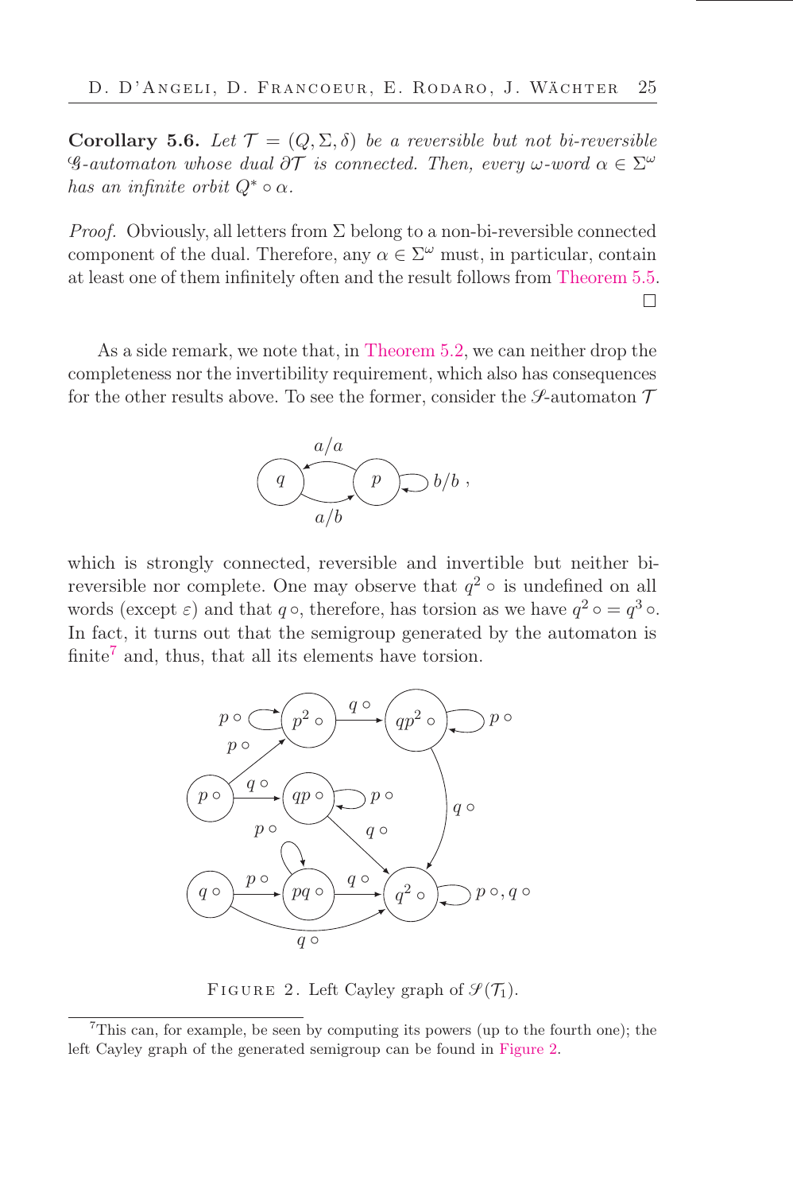**Corollary 5.6.** *Let $\mathcal{T} = (Q, \Sigma, \delta)$ be a reversible but not bi-reversible $\mathscr{G}$-automaton whose dual $\partial\mathcal{T}$ is connected. Then, every $\omega$-word $\alpha \in \Sigma^\omega$ has an infinite orbit $Q^* \circ \alpha$.*

*Proof.* Obviously, all letters from $\Sigma$ belong to a non-bi-reversible connected component of the dual. Therefore, any $\alpha \in \Sigma^\omega$ must, in particular, contain at least one of them infinitely often and the result follows from Theorem 5.5. $\square$

As a side remark, we note that, in Theorem 5.2, we can neither drop the completeness nor the invertibility requirement, which also has consequences for the other results above. To see the former, consider the $\mathscr{S}$-automaton $\mathcal{T}$

(automaton diagram: states $q$ and $p$; transition $q \to p$ labeled $a/b$; transition $p \to q$ labeled $a/a$; loop at $p$ labeled $b/b$)

which is strongly connected, reversible and invertible but neither bi-reversible nor complete. One may observe that $q^2 \circ$ is undefined on all words (except $\varepsilon$) and that $q \circ$, therefore, has torsion as we have $q^2 \circ = q^3 \circ$. In fact, it turns out that the semigroup generated by the automaton is finite[7] and, thus, that all its elements have torsion.

(diagram: vertices $p\circ$, $p^2\circ$, $qp^2\circ$, $qp\circ$, $q\circ$, $pq\circ$, $q^2\circ$; edges: $p\circ \xrightarrow{p\circ} p^2\circ$, $p\circ \xrightarrow{q\circ} qp\circ$, loop $p^2\circ$ by $p\circ$, $p^2\circ \xrightarrow{q\circ} qp^2\circ$, loop $qp^2\circ$ by $p\circ$, $qp^2\circ \xrightarrow{q\circ} q^2\circ$, loop $qp\circ$ by $p\circ$, $qp\circ \xrightarrow{q\circ} q^2\circ$, $q\circ \xrightarrow{p\circ} pq\circ$, loop $pq\circ$ by $p\circ$, $pq\circ \xrightarrow{q\circ} q^2\circ$, $q\circ \xrightarrow{q\circ} q^2\circ$, loop $q^2\circ$ by $p\circ, q\circ$)

FIGURE 2. Left Cayley graph of $\mathscr{S}(\mathcal{T}_1)$.

[7] This can, for example, be seen by computing its powers (up to the fourth one); the left Cayley graph of the generated semigroup can be found in Figure 2.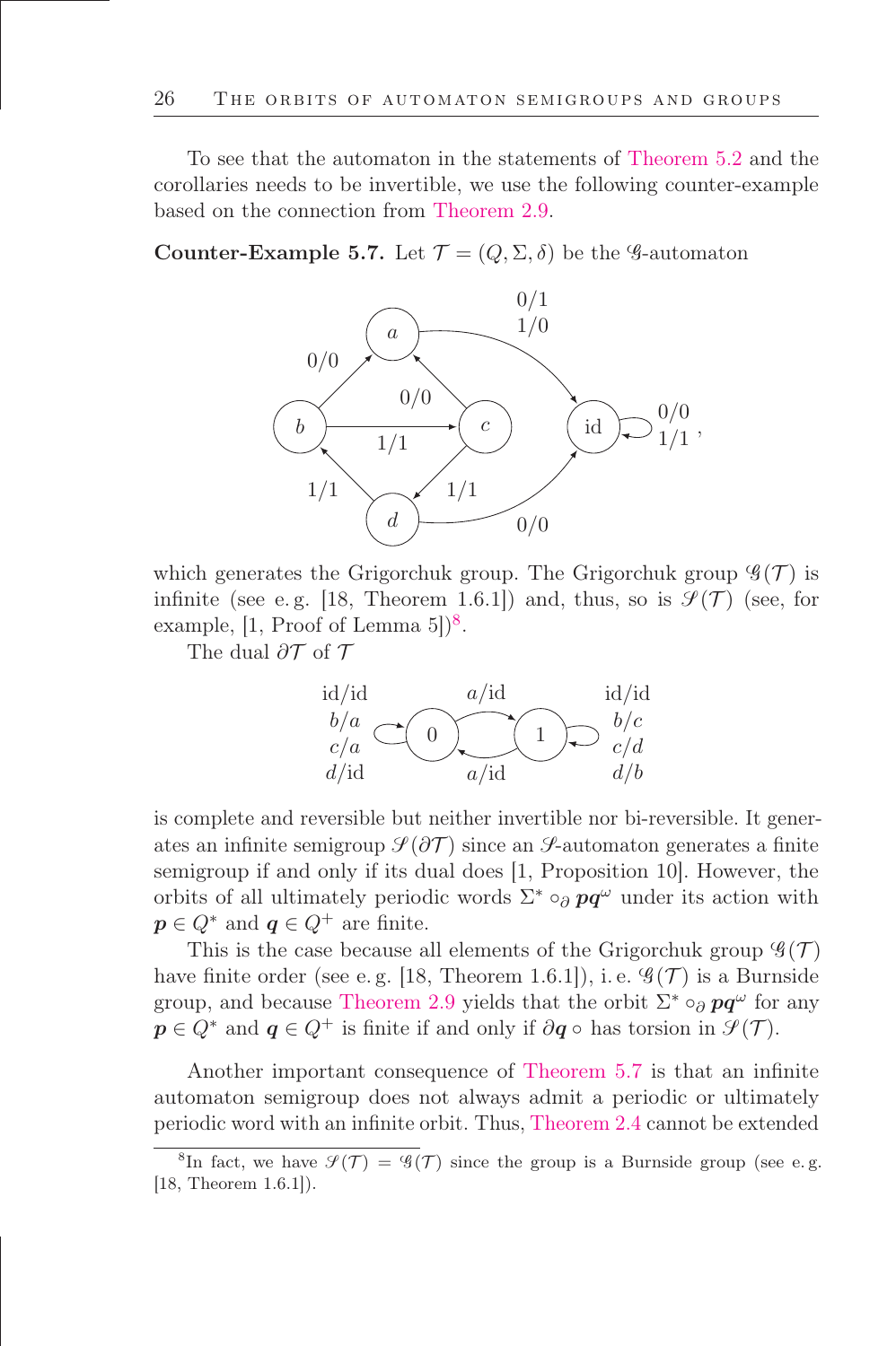To see that the automaton in the statements of Theorem 5.2 and the corollaries needs to be invertible, we use the following counter-example based on the connection from Theorem 2.9.

**Counter-Example 5.7.** Let $\mathcal{T} = (Q, \Sigma, \delta)$ be the $\mathscr{G}$-automaton

which generates the Grigorchuk group. The Grigorchuk group $\mathscr{G}(\mathcal{T})$ is infinite (see e. g. [18, Theorem 1.6.1]) and, thus, so is $\mathscr{S}(\mathcal{T})$ (see, for example, [1, Proof of Lemma 5])[8].

The dual $\partial\mathcal{T}$ of $\mathcal{T}$

is complete and reversible but neither invertible nor bi-reversible. It generates an infinite semigroup $\mathscr{S}(\partial\mathcal{T})$ since an $\mathscr{S}$-automaton generates a finite semigroup if and only if its dual does [1, Proposition 10]. However, the orbits of all ultimately periodic words $\Sigma^* \circ_\partial \boldsymbol{p}\boldsymbol{q}^\omega$ under its action with $\boldsymbol{p} \in Q^*$ and $\boldsymbol{q} \in Q^+$ are finite.

This is the case because all elements of the Grigorchuk group $\mathscr{G}(\mathcal{T})$ have finite order (see e. g. [18, Theorem 1.6.1]), i. e. $\mathscr{G}(\mathcal{T})$ is a Burnside group, and because Theorem 2.9 yields that the orbit $\Sigma^* \circ_\partial \boldsymbol{p}\boldsymbol{q}^\omega$ for any $\boldsymbol{p} \in Q^*$ and $\boldsymbol{q} \in Q^+$ is finite if and only if $\partial\boldsymbol{q}\,\circ$ has torsion in $\mathscr{S}(\mathcal{T})$.

Another important consequence of Theorem 5.7 is that an infinite automaton semigroup does not always admit a periodic or ultimately periodic word with an infinite orbit. Thus, Theorem 2.4 cannot be extended

[8] In fact, we have $\mathscr{S}(\mathcal{T}) = \mathscr{G}(\mathcal{T})$ since the group is a Burnside group (see e. g. [18, Theorem 1.6.1]).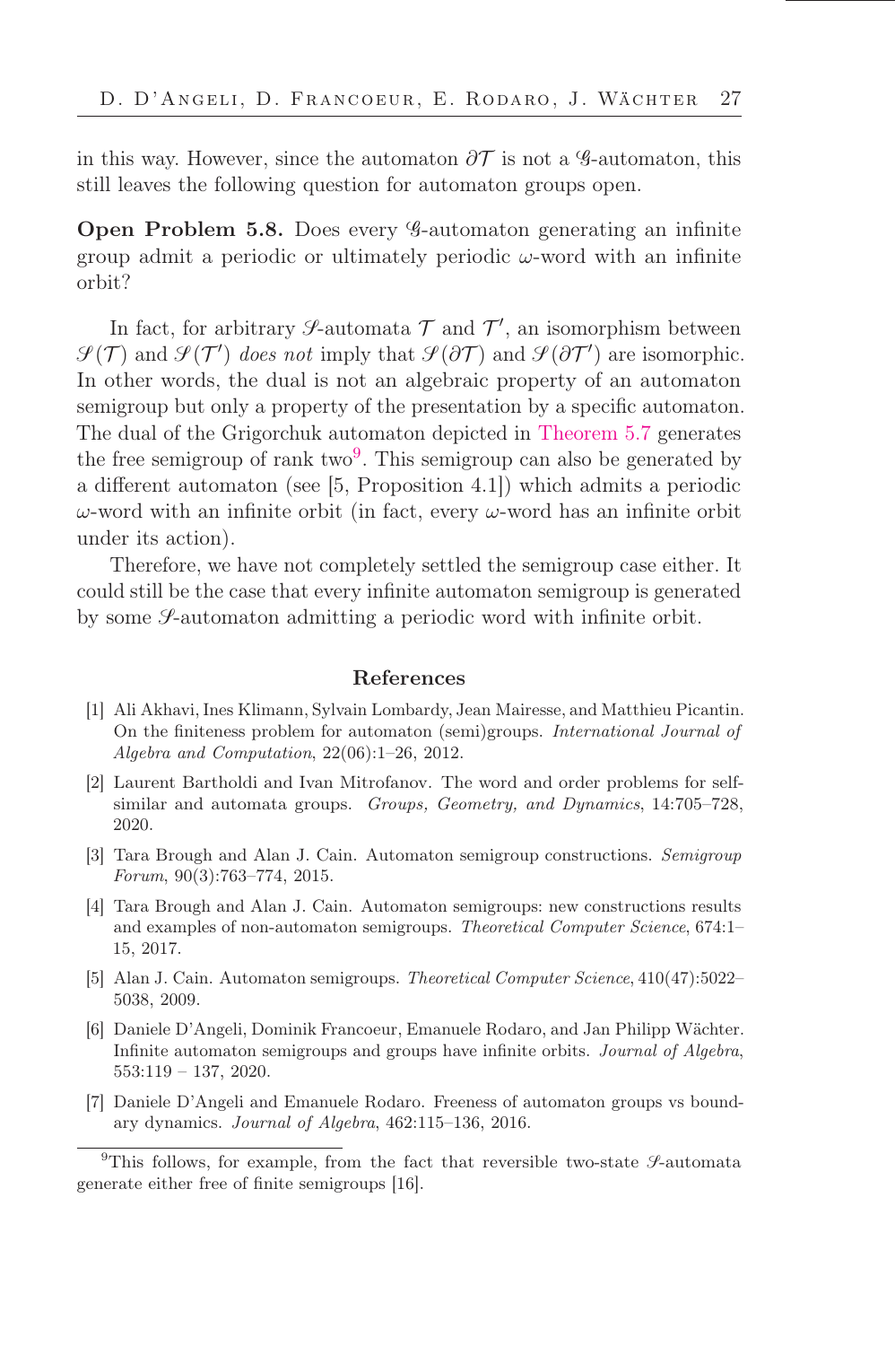in this way. However, since the automaton $\partial\mathcal{T}$ is not a $\mathscr{G}$-automaton, this still leaves the following question for automaton groups open.

**Open Problem 5.8.** Does every $\mathscr{G}$-automaton generating an infinite group admit a periodic or ultimately periodic $\omega$-word with an infinite orbit?

In fact, for arbitrary $\mathscr{S}$-automata $\mathcal{T}$ and $\mathcal{T}'$, an isomorphism between $\mathscr{S}(\mathcal{T})$ and $\mathscr{S}(\mathcal{T}')$ *does not* imply that $\mathscr{S}(\partial\mathcal{T})$ and $\mathscr{S}(\partial\mathcal{T}')$ are isomorphic. In other words, the dual is not an algebraic property of an automaton semigroup but only a property of the presentation by a specific automaton. The dual of the Grigorchuk automaton depicted in Theorem 5.7 generates the free semigroup of rank two[9]. This semigroup can also be generated by a different automaton (see [5, Proposition 4.1]) which admits a periodic $\omega$-word with an infinite orbit (in fact, every $\omega$-word has an infinite orbit under its action).

Therefore, we have not completely settled the semigroup case either. It could still be the case that every infinite automaton semigroup is generated by some $\mathscr{S}$-automaton admitting a periodic word with infinite orbit.

## References

[1] Ali Akhavi, Ines Klimann, Sylvain Lombardy, Jean Mairesse, and Matthieu Picantin. On the finiteness problem for automaton (semi)groups. *International Journal of Algebra and Computation*, 22(06):1–26, 2012.

[2] Laurent Bartholdi and Ivan Mitrofanov. The word and order problems for self-similar and automata groups. *Groups, Geometry, and Dynamics*, 14:705–728, 2020.

[3] Tara Brough and Alan J. Cain. Automaton semigroup constructions. *Semigroup Forum*, 90(3):763–774, 2015.

[4] Tara Brough and Alan J. Cain. Automaton semigroups: new constructions results and examples of non-automaton semigroups. *Theoretical Computer Science*, 674:1–15, 2017.

[5] Alan J. Cain. Automaton semigroups. *Theoretical Computer Science*, 410(47):5022–5038, 2009.

[6] Daniele D'Angeli, Dominik Francoeur, Emanuele Rodaro, and Jan Philipp Wächter. Infinite automaton semigroups and groups have infinite orbits. *Journal of Algebra*, 553:119 – 137, 2020.

[7] Daniele D'Angeli and Emanuele Rodaro. Freeness of automaton groups vs boundary dynamics. *Journal of Algebra*, 462:115–136, 2016.

[9] This follows, for example, from the fact that reversible two-state $\mathscr{S}$-automata generate either free of finite semigroups [16].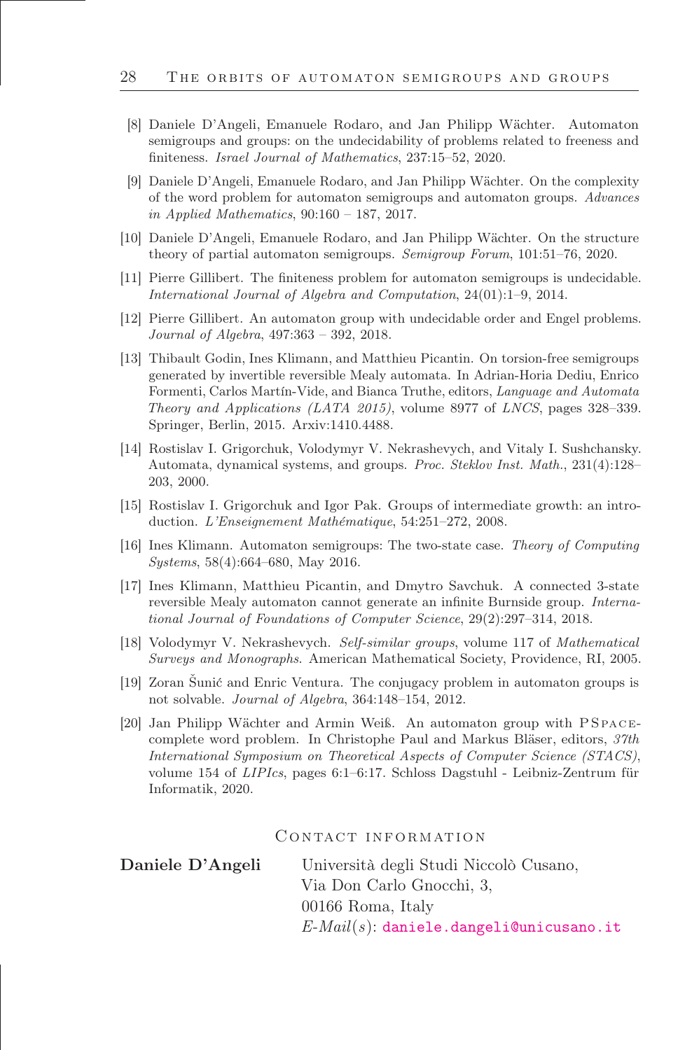[8] Daniele D'Angeli, Emanuele Rodaro, and Jan Philipp Wächter. Automaton semigroups and groups: on the undecidability of problems related to freeness and finiteness. *Israel Journal of Mathematics*, 237:15–52, 2020.

[9] Daniele D'Angeli, Emanuele Rodaro, and Jan Philipp Wächter. On the complexity of the word problem for automaton semigroups and automaton groups. *Advances in Applied Mathematics*, 90:160 – 187, 2017.

[10] Daniele D'Angeli, Emanuele Rodaro, and Jan Philipp Wächter. On the structure theory of partial automaton semigroups. *Semigroup Forum*, 101:51–76, 2020.

[11] Pierre Gillibert. The finiteness problem for automaton semigroups is undecidable. *International Journal of Algebra and Computation*, 24(01):1–9, 2014.

[12] Pierre Gillibert. An automaton group with undecidable order and Engel problems. *Journal of Algebra*, 497:363 – 392, 2018.

[13] Thibault Godin, Ines Klimann, and Matthieu Picantin. On torsion-free semigroups generated by invertible reversible Mealy automata. In Adrian-Horia Dediu, Enrico Formenti, Carlos Martín-Vide, and Bianca Truthe, editors, *Language and Automata Theory and Applications (LATA 2015)*, volume 8977 of *LNCS*, pages 328–339. Springer, Berlin, 2015. Arxiv:1410.4488.

[14] Rostislav I. Grigorchuk, Volodymyr V. Nekrashevych, and Vitaly I. Sushchansky. Automata, dynamical systems, and groups. *Proc. Steklov Inst. Math.*, 231(4):128–203, 2000.

[15] Rostislav I. Grigorchuk and Igor Pak. Groups of intermediate growth: an introduction. *L'Enseignement Mathématique*, 54:251–272, 2008.

[16] Ines Klimann. Automaton semigroups: The two-state case. *Theory of Computing Systems*, 58(4):664–680, May 2016.

[17] Ines Klimann, Matthieu Picantin, and Dmytro Savchuk. A connected 3-state reversible Mealy automaton cannot generate an infinite Burnside group. *International Journal of Foundations of Computer Science*, 29(2):297–314, 2018.

[18] Volodymyr V. Nekrashevych. *Self-similar groups*, volume 117 of *Mathematical Surveys and Monographs*. American Mathematical Society, Providence, RI, 2005.

[19] Zoran Šunić and Enric Ventura. The conjugacy problem in automaton groups is not solvable. *Journal of Algebra*, 364:148–154, 2012.

[20] Jan Philipp Wächter and Armin Weiß. An automaton group with PSPACE-complete word problem. In Christophe Paul and Markus Bläser, editors, *37th International Symposium on Theoretical Aspects of Computer Science (STACS)*, volume 154 of *LIPIcs*, pages 6:1–6:17. Schloss Dagstuhl - Leibniz-Zentrum für Informatik, 2020.

## Contact information

**Daniele D'Angeli**
Università degli Studi Niccolò Cusano,
Via Don Carlo Gnocchi, 3,
00166 Roma, Italy
*E-Mail(s)*: daniele.dangeli@unicusano.it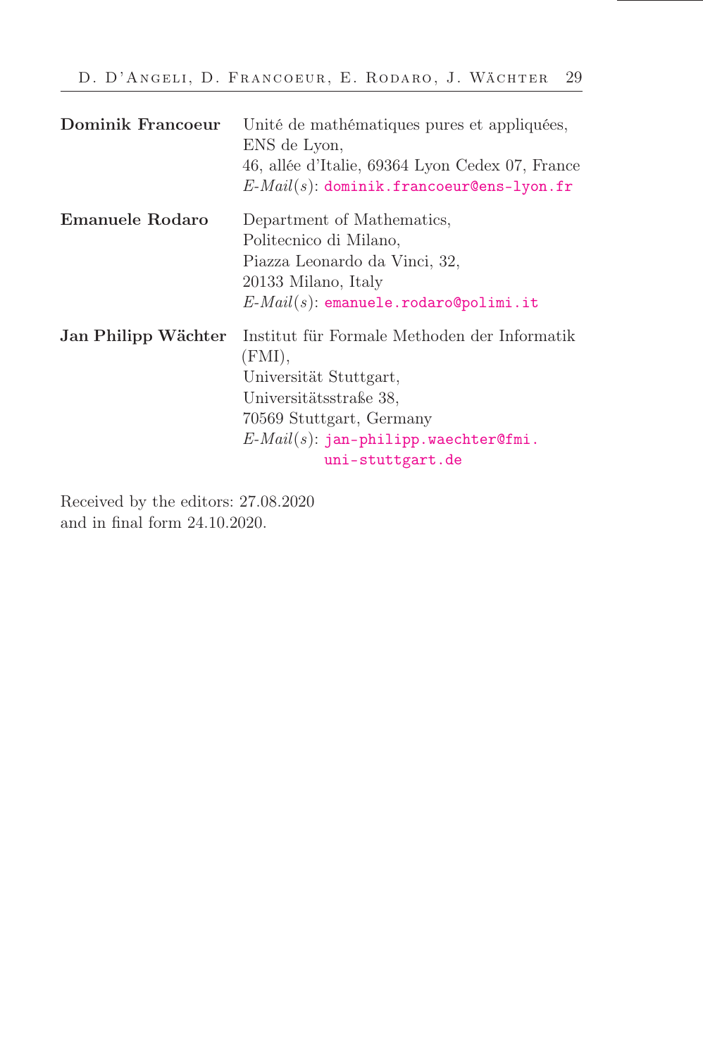**Dominik Francoeur**
Unité de mathématiques pures et appliquées,
ENS de Lyon,
46, allée d'Italie, 69364 Lyon Cedex 07, France
*E-Mail(s)*: dominik.francoeur@ens-lyon.fr

**Emanuele Rodaro**
Department of Mathematics,
Politecnico di Milano,
Piazza Leonardo da Vinci, 32,
20133 Milano, Italy
*E-Mail(s)*: emanuele.rodaro@polimi.it

**Jan Philipp Wächter**
Institut für Formale Methoden der Informatik (FMI),
Universität Stuttgart,
Universitätsstraße 38,
70569 Stuttgart, Germany
*E-Mail(s)*: jan-philipp.waechter@fmi.uni-stuttgart.de

Received by the editors: 27.08.2020
and in final form 24.10.2020.